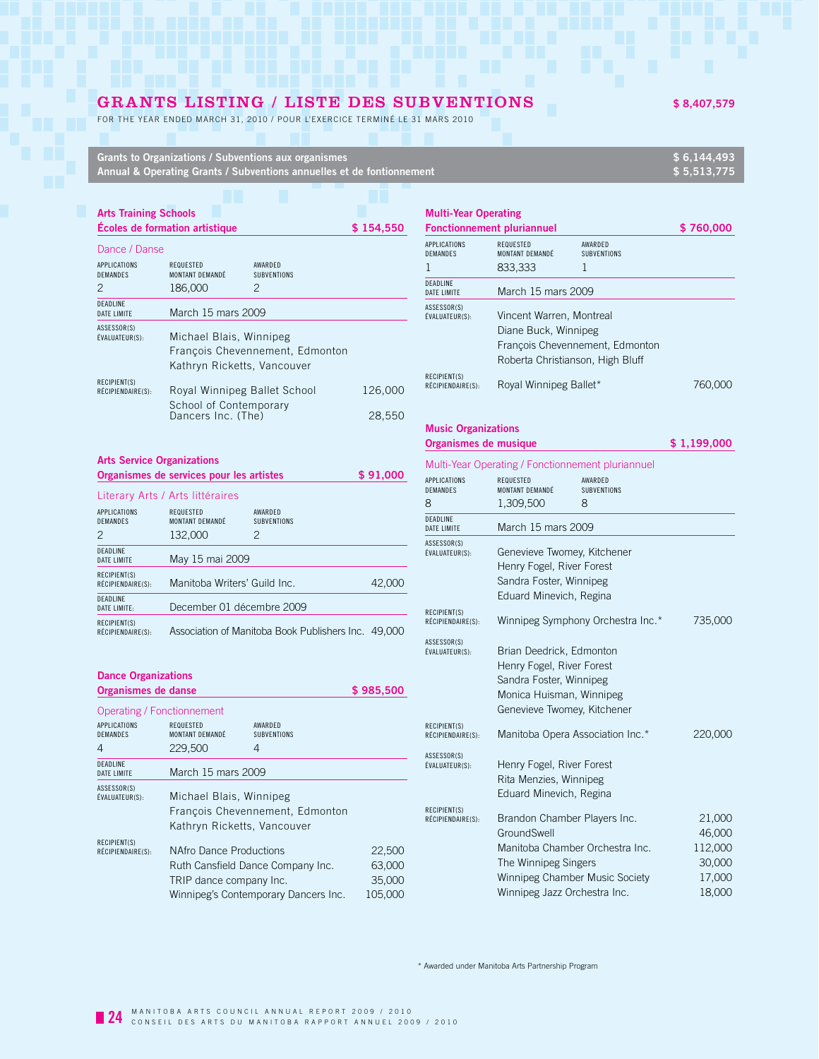# GRANTS LISTING / LISTE DES SUBVENTIONS — $ 8,407,579

FOR THE YEAR ENDED MARCH 31, 2010 / POUR L'EXERCICE TERMINÉ LE 31 MARS 2010

**Grants to Organizations / Subventions aux organismes — $ 6,144,493**
**Annual & Operating Grants / Subventions annuelles et de fontionnement — $ 5,513,775**

## Arts Training Schools / Écoles de formation artistique — $ 154,550

### Dance / Danse

| APPLICATIONS / DEMANDES | REQUESTED / MONTANT DEMANDÉ | AWARDED / SUBVENTIONS |
|---|---|---|
| 2 | 186,000 | 2 |

**DEADLINE / DATE LIMITE:** March 15 mars 2009

**ASSESSOR(S) / ÉVALUATEUR(S):**
Michael Blais, Winnipeg
François Chevennement, Edmonton
Kathryn Ricketts, Vancouver

**RECIPIENT(S) / RÉCIPIENDAIRE(S):**

| Recipient | Amount |
|---|---|
| Royal Winnipeg Ballet School | 126,000 |
| School of Contemporary Dancers Inc. (The) | 28,550 |

## Arts Service Organizations / Organismes de services pour les artistes — $ 91,000

### Literary Arts / Arts littéraires

| APPLICATIONS / DEMANDES | REQUESTED / MONTANT DEMANDÉ | AWARDED / SUBVENTIONS |
|---|---|---|
| 2 | 132,000 | 2 |

**DEADLINE / DATE LIMITE:** May 15 mai 2009

**RECIPIENT(S) / RÉCIPIENDAIRE(S):**

| Recipient | Amount |
|---|---|
| Manitoba Writers' Guild Inc. | 42,000 |

**DEADLINE / DATE LIMITE:** December 01 décembre 2009

**RECIPIENT(S) / RÉCIPIENDAIRE(S):**

| Recipient | Amount |
|---|---|
| Association of Manitoba Book Publishers Inc. | 49,000 |

## Dance Organizations / Organismes de danse — $ 985,500

### Operating / Fonctionnement

| APPLICATIONS / DEMANDES | REQUESTED / MONTANT DEMANDÉ | AWARDED / SUBVENTIONS |
|---|---|---|
| 4 | 229,500 | 4 |

**DEADLINE / DATE LIMITE:** March 15 mars 2009

**ASSESSOR(S) / ÉVALUATEUR(S):**
Michael Blais, Winnipeg
François Chevennement, Edmonton
Kathryn Ricketts, Vancouver

**RECIPIENT(S) / RÉCIPIENDAIRE(S):**

| Recipient | Amount |
|---|---|
| NAfro Dance Productions | 22,500 |
| Ruth Cansfield Dance Company Inc. | 63,000 |
| TRIP dance company Inc. | 35,000 |
| Winnipeg's Contemporary Dancers Inc. | 105,000 |

## Multi-Year Operating / Fonctionnement pluriannuel — $ 760,000

| APPLICATIONS / DEMANDES | REQUESTED / MONTANT DEMANDÉ | AWARDED / SUBVENTIONS |
|---|---|---|
| 1 | 833,333 | 1 |

**DEADLINE / DATE LIMITE:** March 15 mars 2009

**ASSESSOR(S) / ÉVALUATEUR(S):**
Vincent Warren, Montreal
Diane Buck, Winnipeg
François Chevennement, Edmonton
Roberta Christianson, High Bluff

**RECIPIENT(S) / RÉCIPIENDAIRE(S):**

| Recipient | Amount |
|---|---|
| Royal Winnipeg Ballet* | 760,000 |

## Music Organizations / Organismes de musique — $ 1,199,000

### Multi-Year Operating / Fonctionnement pluriannuel

| APPLICATIONS / DEMANDES | REQUESTED / MONTANT DEMANDÉ | AWARDED / SUBVENTIONS |
|---|---|---|
| 8 | 1,309,500 | 8 |

**DEADLINE / DATE LIMITE:** March 15 mars 2009

**ASSESSOR(S) / ÉVALUATEUR(S):**
Genevieve Twomey, Kitchener
Henry Fogel, River Forest
Sandra Foster, Winnipeg
Eduard Minevich, Regina

**RECIPIENT(S) / RÉCIPIENDAIRE(S):**

| Recipient | Amount |
|---|---|
| Winnipeg Symphony Orchestra Inc.* | 735,000 |

**ASSESSOR(S) / ÉVALUATEUR(S):**
Brian Deedrick, Edmonton
Henry Fogel, River Forest
Sandra Foster, Winnipeg
Monica Huisman, Winnipeg
Genevieve Twomey, Kitchener

**RECIPIENT(S) / RÉCIPIENDAIRE(S):**

| Recipient | Amount |
|---|---|
| Manitoba Opera Association Inc.* | 220,000 |

**ASSESSOR(S) / ÉVALUATEUR(S):**
Henry Fogel, River Forest
Rita Menzies, Winnipeg
Eduard Minevich, Regina

**RECIPIENT(S) / RÉCIPIENDAIRE(S):**

| Recipient | Amount |
|---|---|
| Brandon Chamber Players Inc. | 21,000 |
| GroundSwell | 46,000 |
| Manitoba Chamber Orchestra Inc. | 112,000 |
| The Winnipeg Singers | 30,000 |
| Winnipeg Chamber Music Society | 17,000 |
| Winnipeg Jazz Orchestra Inc. | 18,000 |

\* Awarded under Manitoba Arts Partnership Program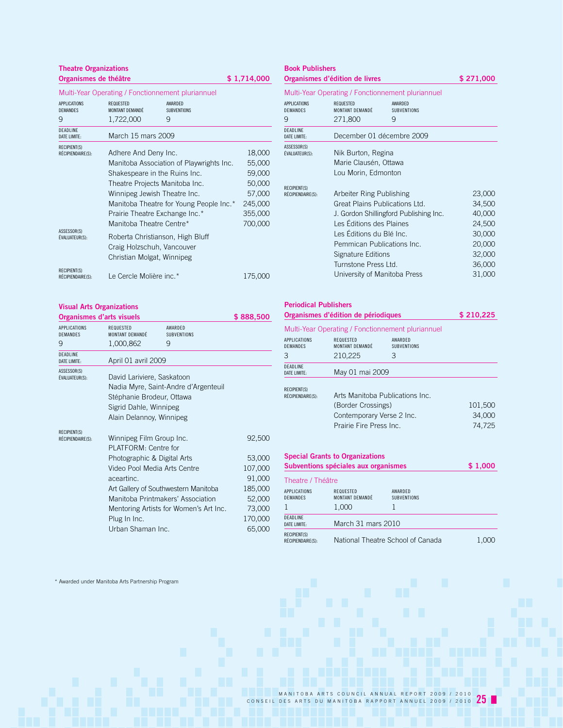## Theatre Organizations
## Organismes de théâtre — $ 1,714,000

Multi-Year Operating / Fonctionnement pluriannuel

| APPLICATIONS DEMANDES | REQUESTED MONTANT DEMANDÉ | AWARDED SUBVENTIONS |
|---|---|---|
| 9 | 1,722,000 | 9 |

DEADLINE DATE LIMITE: March 15 mars 2009

RECIPIENT(S) RÉCIPIENDAIRE(S):

| Recipient | Amount |
|---|---|
| Adhere And Deny Inc. | 18,000 |
| Manitoba Association of Playwrights Inc. | 55,000 |
| Shakespeare in the Ruins Inc. | 59,000 |
| Theatre Projects Manitoba Inc. | 50,000 |
| Winnipeg Jewish Theatre Inc. | 57,000 |
| Manitoba Theatre for Young People Inc.* | 245,000 |
| Prairie Theatre Exchange Inc.* | 355,000 |
| Manitoba Theatre Centre* | 700,000 |

ASSESSOR(S) ÉVALUATEUR(S):
Roberta Christianson, High Bluff
Craig Holzschuh, Vancouver
Christian Molgat, Winnipeg

RECIPIENT(S) RÉCIPIENDAIRE(S):

| Recipient | Amount |
|---|---|
| Le Cercle Molière inc.* | 175,000 |

## Visual Arts Organizations
## Organismes d'arts visuels — $ 888,500

| APPLICATIONS DEMANDES | REQUESTED MONTANT DEMANDÉ | AWARDED SUBVENTIONS |
|---|---|---|
| 9 | 1,000,862 | 9 |

DEADLINE DATE LIMITE: April 01 avril 2009

ASSESSOR(S) ÉVALUATEUR(S):
David Lariviere, Saskatoon
Nadia Myre, Saint-Andre d'Argenteuil
Stéphanie Brodeur, Ottawa
Sigrid Dahle, Winnipeg
Alain Delannoy, Winnipeg

RECIPIENT(S) RÉCIPIENDAIRE(S):

| Recipient | Amount |
|---|---|
| Winnipeg Film Group Inc. | 92,500 |
| PLATFORM: Centre for Photographic & Digital Arts | 53,000 |
| Video Pool Media Arts Centre | 107,000 |
| aceartinc. | 91,000 |
| Art Gallery of Southwestern Manitoba | 185,000 |
| Manitoba Printmakers' Association | 52,000 |
| Mentoring Artists for Women's Art Inc. | 73,000 |
| Plug In Inc. | 170,000 |
| Urban Shaman Inc. | 65,000 |

## Book Publishers
## Organismes d'édition de livres — $ 271,000

Multi-Year Operating / Fonctionnement pluriannuel

| APPLICATIONS DEMANDES | REQUESTED MONTANT DEMANDÉ | AWARDED SUBVENTIONS |
|---|---|---|
| 9 | 271,800 | 9 |

DEADLINE DATE LIMITE: December 01 décembre 2009

ASSESSOR(S) ÉVALUATEUR(S):
Nik Burton, Regina
Marie Clausén, Ottawa
Lou Morin, Edmonton

RECIPIENT(S) RÉCIPIENDAIRE(S):

| Recipient | Amount |
|---|---|
| Arbeiter Ring Publishing | 23,000 |
| Great Plains Publications Ltd. | 34,500 |
| J. Gordon Shillingford Publishing Inc. | 40,000 |
| Les Éditions des Plaines | 24,500 |
| Les Éditions du Blé Inc. | 30,000 |
| Pemmican Publications Inc. | 20,000 |
| Signature Editions | 32,000 |
| Turnstone Press Ltd. | 36,000 |
| University of Manitoba Press | 31,000 |

## Periodical Publishers
## Organismes d'édition de périodiques — $ 210,225

Multi-Year Operating / Fonctionnement pluriannuel

| APPLICATIONS DEMANDES | REQUESTED MONTANT DEMANDÉ | AWARDED SUBVENTIONS |
|---|---|---|
| 3 | 210,225 | 3 |

DEADLINE DATE LIMITE: May 01 mai 2009

RECIPIENT(S) RÉCIPIENDAIRE(S):

| Recipient | Amount |
|---|---|
| Arts Manitoba Publications Inc. (Border Crossings) | 101,500 |
| Contemporary Verse 2 Inc. | 34,000 |
| Prairie Fire Press Inc. | 74,725 |

## Special Grants to Organizations
## Subventions spéciales aux organismes — $ 1,000

Theatre / Théâtre

| APPLICATIONS DEMANDES | REQUESTED MONTANT DEMANDÉ | AWARDED SUBVENTIONS |
|---|---|---|
| 1 | 1,000 | 1 |

DEADLINE DATE LIMITE: March 31 mars 2010

RECIPIENT(S) RÉCIPIENDAIRE(S):

| Recipient | Amount |
|---|---|
| National Theatre School of Canada | 1,000 |

\* Awarded under Manitoba Arts Partnership Program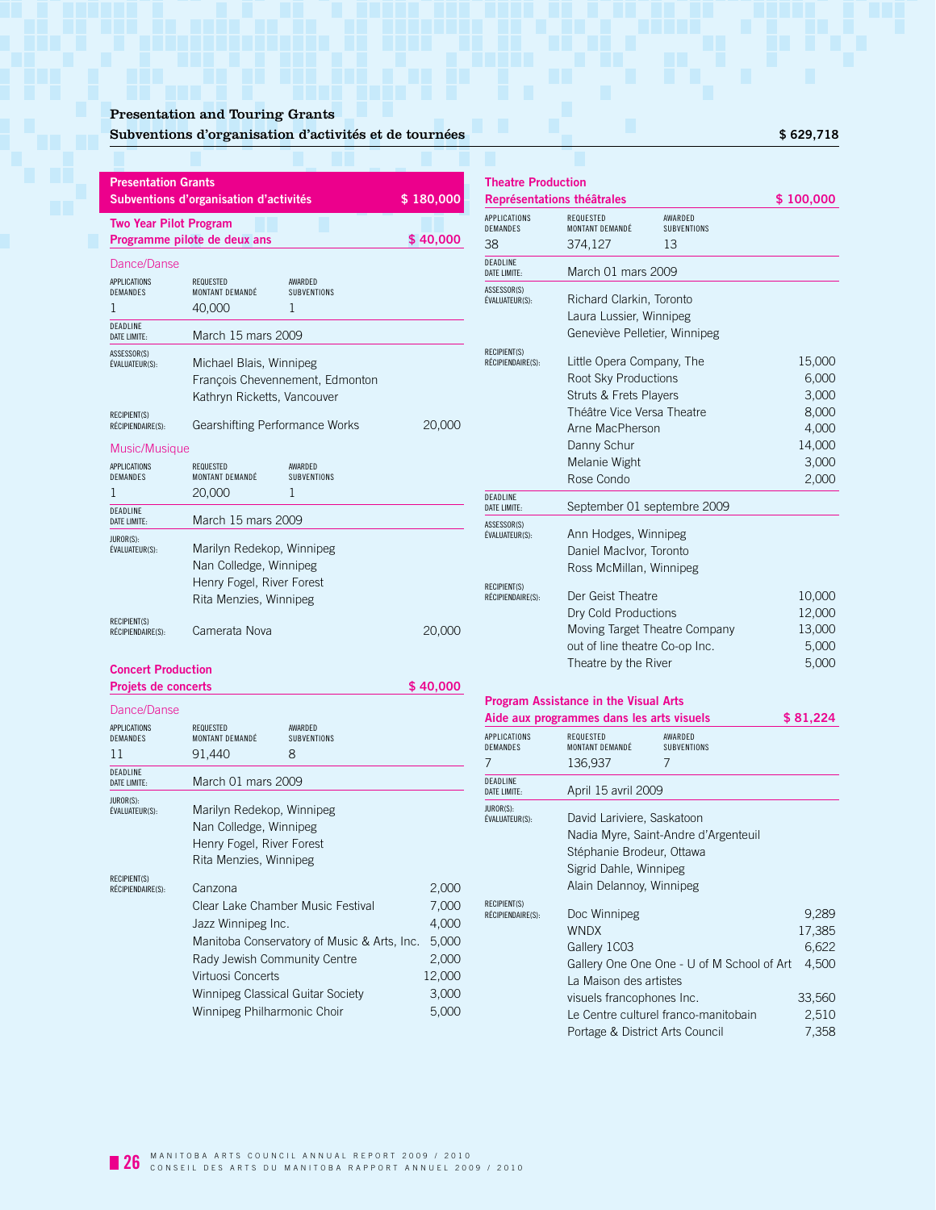## Presentation and Touring Grants
## Subventions d'organisation d'activités et de tournées — $ 629,718

### Presentation Grants / Subventions d'organisation d'activités — $ 180,000

#### Two Year Pilot Program / Programme pilote de deux ans — $ 40,000

**Dance/Danse**

| APPLICATIONS DEMANDES | REQUESTED MONTANT DEMANDÉ | AWARDED SUBVENTIONS |
|---|---|---|
| 1 | 40,000 | 1 |

DEADLINE / DATE LIMITE: March 15 mars 2009

ASSESSOR(S) / ÉVALUATEUR(S):
Michael Blais, Winnipeg
François Chevennement, Edmonton
Kathryn Ricketts, Vancouver

RECIPIENT(S) / RÉCIPIENDAIRE(S):

| | |
|---|---|
| Gearshifting Performance Works | 20,000 |

**Music/Musique**

| APPLICATIONS DEMANDES | REQUESTED MONTANT DEMANDÉ | AWARDED SUBVENTIONS |
|---|---|---|
| 1 | 20,000 | 1 |

DEADLINE / DATE LIMITE: March 15 mars 2009

JUROR(S) / ÉVALUATEUR(S):
Marilyn Redekop, Winnipeg
Nan Colledge, Winnipeg
Henry Fogel, River Forest
Rita Menzies, Winnipeg

RECIPIENT(S) / RÉCIPIENDAIRE(S):

| | |
|---|---|
| Camerata Nova | 20,000 |

#### Concert Production / Projets de concerts — $ 40,000

**Dance/Danse**

| APPLICATIONS DEMANDES | REQUESTED MONTANT DEMANDÉ | AWARDED SUBVENTIONS |
|---|---|---|
| 11 | 91,440 | 8 |

DEADLINE / DATE LIMITE: March 01 mars 2009

JUROR(S) / ÉVALUATEUR(S):
Marilyn Redekop, Winnipeg
Nan Colledge, Winnipeg
Henry Fogel, River Forest
Rita Menzies, Winnipeg

RECIPIENT(S) / RÉCIPIENDAIRE(S):

| | |
|---|---|
| Canzona | 2,000 |
| Clear Lake Chamber Music Festival | 7,000 |
| Jazz Winnipeg Inc. | 4,000 |
| Manitoba Conservatory of Music & Arts, Inc. | 5,000 |
| Rady Jewish Community Centre | 2,000 |
| Virtuosi Concerts | 12,000 |
| Winnipeg Classical Guitar Society | 3,000 |
| Winnipeg Philharmonic Choir | 5,000 |

#### Theatre Production / Représentations théâtrales — $ 100,000

| APPLICATIONS DEMANDES | REQUESTED MONTANT DEMANDÉ | AWARDED SUBVENTIONS |
|---|---|---|
| 38 | 374,127 | 13 |

DEADLINE / DATE LIMITE: March 01 mars 2009

ASSESSOR(S) / ÉVALUATEUR(S):
Richard Clarkin, Toronto
Laura Lussier, Winnipeg
Geneviève Pelletier, Winnipeg

RECIPIENT(S) / RÉCIPIENDAIRE(S):

| | |
|---|---|
| Little Opera Company, The | 15,000 |
| Root Sky Productions | 6,000 |
| Struts & Frets Players | 3,000 |
| Théâtre Vice Versa Theatre | 8,000 |
| Arne MacPherson | 4,000 |
| Danny Schur | 14,000 |
| Melanie Wight | 3,000 |
| Rose Condo | 2,000 |

DEADLINE / DATE LIMITE: September 01 septembre 2009

ASSESSOR(S) / ÉVALUATEUR(S):
Ann Hodges, Winnipeg
Daniel MacIvor, Toronto
Ross McMillan, Winnipeg

RECIPIENT(S) / RÉCIPIENDAIRE(S):

| | |
|---|---|
| Der Geist Theatre | 10,000 |
| Dry Cold Productions | 12,000 |
| Moving Target Theatre Company | 13,000 |
| out of line theatre Co-op Inc. | 5,000 |
| Theatre by the River | 5,000 |

#### Program Assistance in the Visual Arts / Aide aux programmes dans les arts visuels — $ 81,224

| APPLICATIONS DEMANDES | REQUESTED MONTANT DEMANDÉ | AWARDED SUBVENTIONS |
|---|---|---|
| 7 | 136,937 | 7 |

DEADLINE / DATE LIMITE: April 15 avril 2009

JUROR(S) / ÉVALUATEUR(S):
David Lariviere, Saskatoon
Nadia Myre, Saint-Andre d'Argenteuil
Stéphanie Brodeur, Ottawa
Sigrid Dahle, Winnipeg
Alain Delannoy, Winnipeg

RECIPIENT(S) / RÉCIPIENDAIRE(S):

| | |
|---|---|
| Doc Winnipeg | 9,289 |
| WNDX | 17,385 |
| Gallery 1C03 | 6,622 |
| Gallery One One One - U of M School of Art | 4,500 |
| La Maison des artistes visuels francophones Inc. | 33,560 |
| Le Centre culturel franco-manitobain | 2,510 |
| Portage & District Arts Council | 7,358 |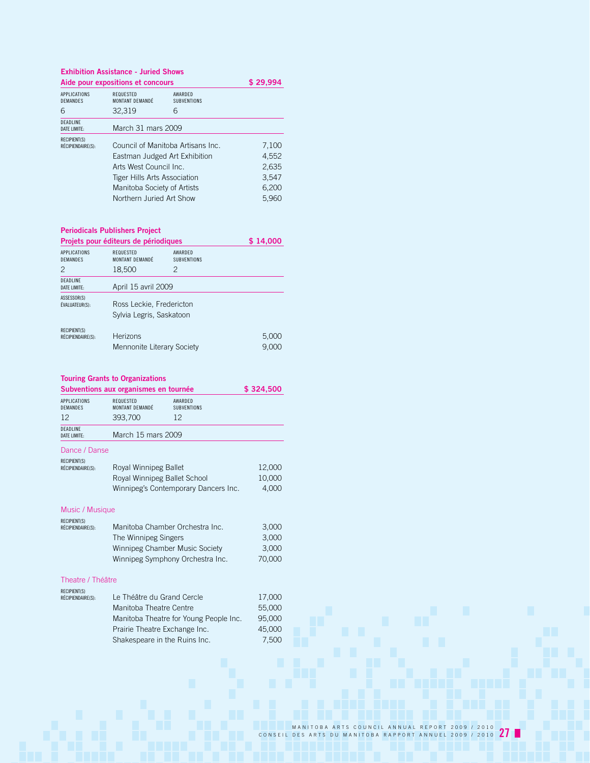## Exhibition Assistance - Juried Shows
## Aide pour expositions et concours — $ 29,994

| APPLICATIONS DEMANDES | REQUESTED MONTANT DEMANDÉ | AWARDED SUBVENTIONS |
|---|---|---|
| 6 | 32,319 | 6 |

DEADLINE DATE LIMITE: March 31 mars 2009

RECIPIENT(S) RÉCIPIENDAIRE(S):

| Recipient | Amount |
|---|---|
| Council of Manitoba Artisans Inc. | 7,100 |
| Eastman Judged Art Exhibition | 4,552 |
| Arts West Council Inc. | 2,635 |
| Tiger Hills Arts Association | 3,547 |
| Manitoba Society of Artists | 6,200 |
| Northern Juried Art Show | 5,960 |

## Periodicals Publishers Project
## Projets pour éditeurs de périodiques — $ 14,000

| APPLICATIONS DEMANDES | REQUESTED MONTANT DEMANDÉ | AWARDED SUBVENTIONS |
|---|---|---|
| 2 | 18,500 | 2 |

DEADLINE DATE LIMITE: April 15 avril 2009

ASSESSOR(S) ÉVALUATEUR(S):
Ross Leckie, Fredericton
Sylvia Legris, Saskatoon

RECIPIENT(S) RÉCIPIENDAIRE(S):

| Recipient | Amount |
|---|---|
| Herizons | 5,000 |
| Mennonite Literary Society | 9,000 |

## Touring Grants to Organizations
## Subventions aux organismes en tournée — $ 324,500

| APPLICATIONS DEMANDES | REQUESTED MONTANT DEMANDÉ | AWARDED SUBVENTIONS |
|---|---|---|
| 12 | 393,700 | 12 |

DEADLINE DATE LIMITE: March 15 mars 2009

### Dance / Danse

RECIPIENT(S) RÉCIPIENDAIRE(S):

| Recipient | Amount |
|---|---|
| Royal Winnipeg Ballet | 12,000 |
| Royal Winnipeg Ballet School | 10,000 |
| Winnipeg's Contemporary Dancers Inc. | 4,000 |

### Music / Musique

RECIPIENT(S) RÉCIPIENDAIRE(S):

| Recipient | Amount |
|---|---|
| Manitoba Chamber Orchestra Inc. | 3,000 |
| The Winnipeg Singers | 3,000 |
| Winnipeg Chamber Music Society | 3,000 |
| Winnipeg Symphony Orchestra Inc. | 70,000 |

### Theatre / Théâtre

RECIPIENT(S) RÉCIPIENDAIRE(S):

| Recipient | Amount |
|---|---|
| Le Théâtre du Grand Cercle | 17,000 |
| Manitoba Theatre Centre | 55,000 |
| Manitoba Theatre for Young People Inc. | 95,000 |
| Prairie Theatre Exchange Inc. | 45,000 |
| Shakespeare in the Ruins Inc. | 7,500 |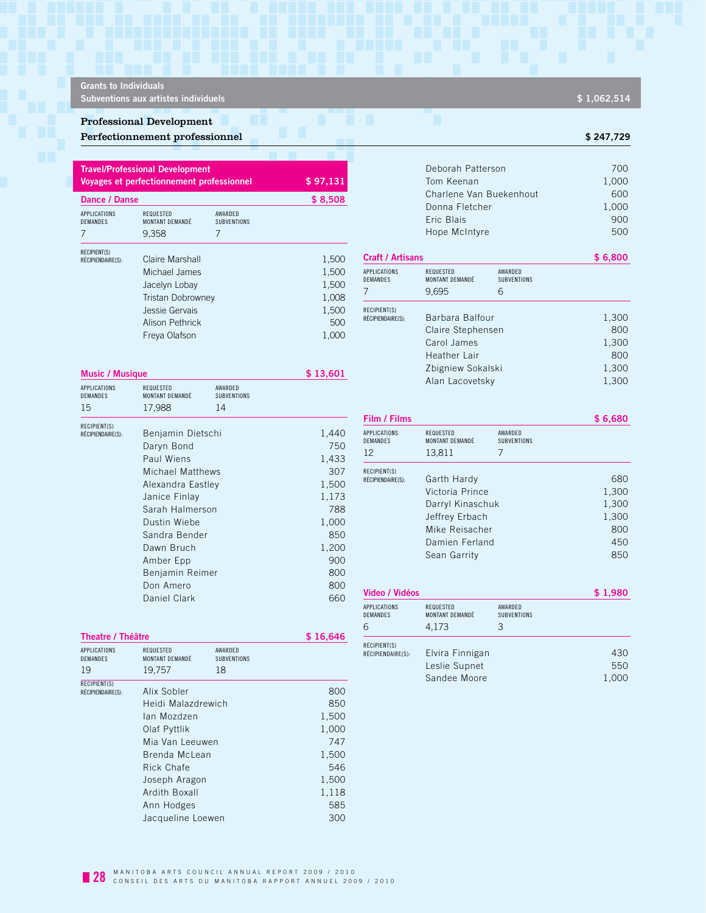## Grants to Individuals / Subventions aux artistes individuels — $ 1,062,514

### Professional Development / Perfectionnement professionnel — $ 247,729

#### Travel/Professional Development / Voyages et perfectionnement professionnel — $ 97,131

##### Dance / Danse — $ 8,508

| APPLICATIONS DEMANDES | REQUESTED MONTANT DEMANDÉ | AWARDED SUBVENTIONS |
|---|---|---|
| 7 | 9,358 | 7 |

| RECIPIENT(S) RÉCIPIENDAIRE(S): | |
|---|---|
| Claire Marshall | 1,500 |
| Michael James | 1,500 |
| Jacelyn Lobay | 1,500 |
| Tristan Dobrowney | 1,008 |
| Jessie Gervais | 1,500 |
| Alison Pethrick | 500 |
| Freya Olafson | 1,000 |

##### Music / Musique — $ 13,601

| APPLICATIONS DEMANDES | REQUESTED MONTANT DEMANDÉ | AWARDED SUBVENTIONS |
|---|---|---|
| 15 | 17,988 | 14 |

| RECIPIENT(S) RÉCIPIENDAIRE(S): | |
|---|---|
| Benjamin Dietschi | 1,440 |
| Daryn Bond | 750 |
| Paul Wiens | 1,433 |
| Michael Matthews | 307 |
| Alexandra Eastley | 1,500 |
| Janice Finlay | 1,173 |
| Sarah Halmerson | 788 |
| Dustin Wiebe | 1,000 |
| Sandra Bender | 850 |
| Dawn Bruch | 1,200 |
| Amber Epp | 900 |
| Benjamin Reimer | 800 |
| Don Amero | 800 |
| Daniel Clark | 660 |

##### Theatre / Théâtre — $ 16,646

| APPLICATIONS DEMANDES | REQUESTED MONTANT DEMANDÉ | AWARDED SUBVENTIONS |
|---|---|---|
| 19 | 19,757 | 18 |

| RECIPIENT(S) RÉCIPIENDAIRE(S): | |
|---|---|
| Alix Sobler | 800 |
| Heidi Malazdrewich | 850 |
| Ian Mozdzen | 1,500 |
| Olaf Pyttlik | 1,000 |
| Mia Van Leeuwen | 747 |
| Brenda McLean | 1,500 |
| Rick Chafe | 546 |
| Joseph Aragon | 1,500 |
| Ardith Boxall | 1,118 |
| Ann Hodges | 585 |
| Jacqueline Loewen | 300 |
| Deborah Patterson | 700 |
| Tom Keenan | 1,000 |
| Charlene Van Buekenhout | 600 |
| Donna Fletcher | 1,000 |
| Eric Blais | 900 |
| Hope McIntyre | 500 |

##### Craft / Artisans — $ 6,800

| APPLICATIONS DEMANDES | REQUESTED MONTANT DEMANDÉ | AWARDED SUBVENTIONS |
|---|---|---|
| 7 | 9,695 | 6 |

| RECIPIENT(S) RÉCIPIENDAIRE(S): | |
|---|---|
| Barbara Balfour | 1,300 |
| Claire Stephensen | 800 |
| Carol James | 1,300 |
| Heather Lair | 800 |
| Zbigniew Sokalski | 1,300 |
| Alan Lacovetsky | 1,300 |

##### Film / Films — $ 6,680

| APPLICATIONS DEMANDES | REQUESTED MONTANT DEMANDÉ | AWARDED SUBVENTIONS |
|---|---|---|
| 12 | 13,811 | 7 |

| RECIPIENT(S) RÉCIPIENDAIRE(S): | |
|---|---|
| Garth Hardy | 680 |
| Victoria Prince | 1,300 |
| Darryl Kinaschuk | 1,300 |
| Jeffrey Erbach | 1,300 |
| Mike Reisacher | 800 |
| Damien Ferland | 450 |
| Sean Garrity | 850 |

##### Video / Vidéos — $ 1,980

| APPLICATIONS DEMANDES | REQUESTED MONTANT DEMANDÉ | AWARDED SUBVENTIONS |
|---|---|---|
| 6 | 4,173 | 3 |

| RECIPIENT(S) RÉCIPIENDAIRE(S): | |
|---|---|
| Elvira Finnigan | 430 |
| Leslie Supnet | 550 |
| Sandee Moore | 1,000 |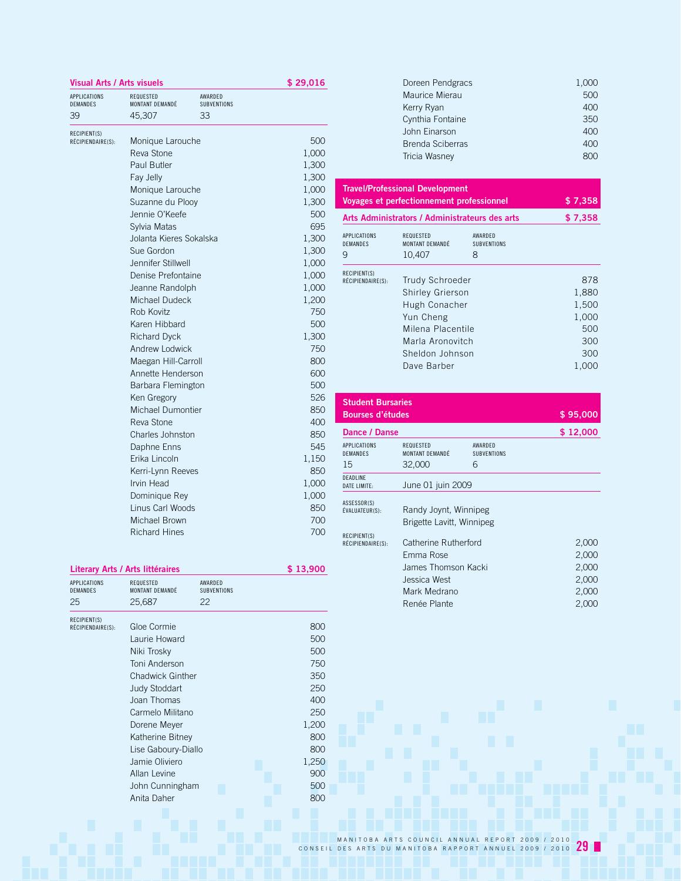### Visual Arts / Arts visuels — $ 29,016

| APPLICATIONS DEMANDES | REQUESTED MONTANT DEMANDÉ | AWARDED SUBVENTIONS |
|---|---|---|
| 39 | 45,307 | 33 |

RECIPIENT(S) RÉCIPIENDAIRE(S):

| Recipient | Amount |
|---|---|
| Monique Larouche | 500 |
| Reva Stone | 1,000 |
| Paul Butler | 1,300 |
| Fay Jelly | 1,300 |
| Monique Larouche | 1,000 |
| Suzanne du Plooy | 1,300 |
| Jennie O'Keefe | 500 |
| Sylvia Matas | 695 |
| Jolanta Kieres Sokalska | 1,300 |
| Sue Gordon | 1,300 |
| Jennifer Stillwell | 1,000 |
| Denise Prefontaine | 1,000 |
| Jeanne Randolph | 1,000 |
| Michael Dudeck | 1,200 |
| Rob Kovitz | 750 |
| Karen Hibbard | 500 |
| Richard Dyck | 1,300 |
| Andrew Lodwick | 750 |
| Maegan Hill-Carroll | 800 |
| Annette Henderson | 600 |
| Barbara Flemington | 500 |
| Ken Gregory | 526 |
| Michael Dumontier | 850 |
| Reva Stone | 400 |
| Charles Johnston | 850 |
| Daphne Enns | 545 |
| Erika Lincoln | 1,150 |
| Kerri-Lynn Reeves | 850 |
| Irvin Head | 1,000 |
| Dominique Rey | 1,000 |
| Linus Carl Woods | 850 |
| Michael Brown | 700 |
| Richard Hines | 700 |

### Literary Arts / Arts littéraires — $ 13,900

| APPLICATIONS DEMANDES | REQUESTED MONTANT DEMANDÉ | AWARDED SUBVENTIONS |
|---|---|---|
| 25 | 25,687 | 22 |

RECIPIENT(S) RÉCIPIENDAIRE(S):

| Recipient | Amount |
|---|---|
| Gloe Cormie | 800 |
| Laurie Howard | 500 |
| Niki Trosky | 500 |
| Toni Anderson | 750 |
| Chadwick Ginther | 350 |
| Judy Stoddart | 250 |
| Joan Thomas | 400 |
| Carmelo Militano | 250 |
| Dorene Meyer | 1,200 |
| Katherine Bitney | 800 |
| Lise Gaboury-Diallo | 800 |
| Jamie Oliviero | 1,250 |
| Allan Levine | 900 |
| John Cunningham | 500 |
| Anita Daher | 800 |
| Doreen Pendgracs | 1,000 |
| Maurice Mierau | 500 |
| Kerry Ryan | 400 |
| Cynthia Fontaine | 350 |
| John Einarson | 400 |
| Brenda Sciberras | 400 |
| Tricia Wasney | 800 |

## Travel/Professional Development Voyages et perfectionnement professionnel — $ 7,358

### Arts Administrators / Administrateurs des arts — $ 7,358

| APPLICATIONS DEMANDES | REQUESTED MONTANT DEMANDÉ | AWARDED SUBVENTIONS |
|---|---|---|
| 9 | 10,407 | 8 |

RECIPIENT(S) RÉCIPIENDAIRE(S):

| Recipient | Amount |
|---|---|
| Trudy Schroeder | 878 |
| Shirley Grierson | 1,880 |
| Hugh Conacher | 1,500 |
| Yun Cheng | 1,000 |
| Milena Placentile | 500 |
| Marla Aronovitch | 300 |
| Sheldon Johnson | 300 |
| Dave Barber | 1,000 |

## Student Bursaries Bourses d'études — $ 95,000

### Dance / Danse — $ 12,000

| APPLICATIONS DEMANDES | REQUESTED MONTANT DEMANDÉ | AWARDED SUBVENTIONS |
|---|---|---|
| 15 | 32,000 | 6 |

DEADLINE DATE LIMITE: June 01 juin 2009

ASSESSOR(S) ÉVALUATEUR(S): Randy Joynt, Winnipeg; Brigette Lavitt, Winnipeg

RECIPIENT(S) RÉCIPIENDAIRE(S):

| Recipient | Amount |
|---|---|
| Catherine Rutherford | 2,000 |
| Emma Rose | 2,000 |
| James Thomson Kacki | 2,000 |
| Jessica West | 2,000 |
| Mark Medrano | 2,000 |
| Renée Plante | 2,000 |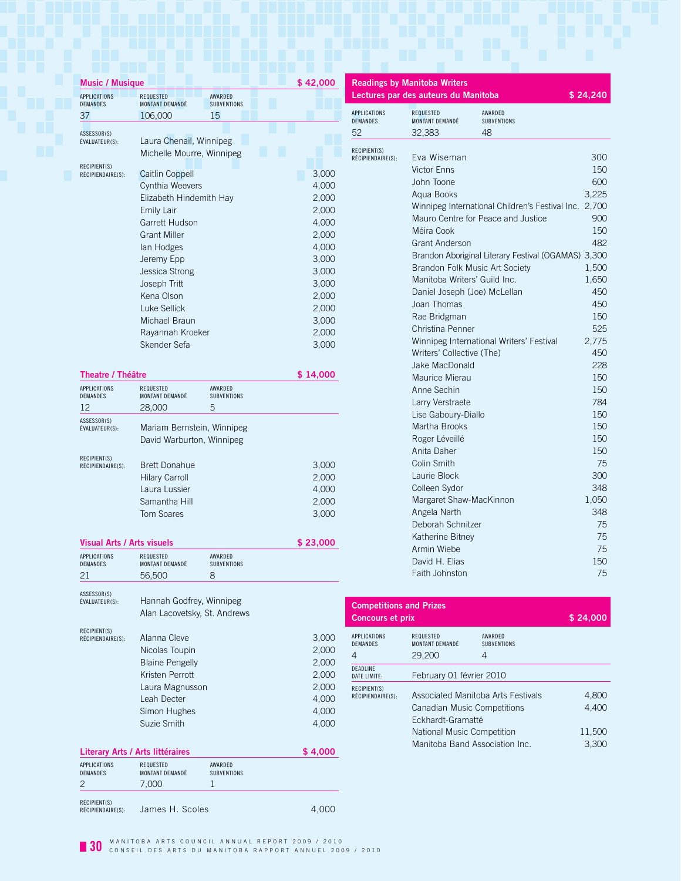## Music / Musique — $ 42,000

| APPLICATIONS DEMANDES | REQUESTED MONTANT DEMANDÉ | AWARDED SUBVENTIONS |
|---|---|---|
| 37 | 106,000 | 15 |

ASSESSOR(S) ÉVALUATEUR(S): Laura Chenail, Winnipeg; Michelle Mourre, Winnipeg

| RECIPIENT(S) RÉCIPIENDAIRE(S): | |
|---|---|
| Caitlin Coppell | 3,000 |
| Cynthia Weevers | 4,000 |
| Elizabeth Hindemith Hay | 2,000 |
| Emily Lair | 2,000 |
| Garrett Hudson | 4,000 |
| Grant Miller | 2,000 |
| Ian Hodges | 4,000 |
| Jeremy Epp | 3,000 |
| Jessica Strong | 3,000 |
| Joseph Tritt | 3,000 |
| Kena Olson | 2,000 |
| Luke Sellick | 2,000 |
| Michael Braun | 3,000 |
| Rayannah Kroeker | 2,000 |
| Skender Sefa | 3,000 |

## Theatre / Théâtre — $ 14,000

| APPLICATIONS DEMANDES | REQUESTED MONTANT DEMANDÉ | AWARDED SUBVENTIONS |
|---|---|---|
| 12 | 28,000 | 5 |

ASSESSOR(S) ÉVALUATEUR(S): Mariam Bernstein, Winnipeg; David Warburton, Winnipeg

| RECIPIENT(S) RÉCIPIENDAIRE(S): | |
|---|---|
| Brett Donahue | 3,000 |
| Hilary Carroll | 2,000 |
| Laura Lussier | 4,000 |
| Samantha Hill | 2,000 |
| Tom Soares | 3,000 |

## Visual Arts / Arts visuels — $ 23,000

| APPLICATIONS DEMANDES | REQUESTED MONTANT DEMANDÉ | AWARDED SUBVENTIONS |
|---|---|---|
| 21 | 56,500 | 8 |

ASSESSOR(S) ÉVALUATEUR(S): Hannah Godfrey, Winnipeg; Alan Lacovetsky, St. Andrews

| RECIPIENT(S) RÉCIPIENDAIRE(S): | |
|---|---|
| Alanna Cleve | 3,000 |
| Nicolas Toupin | 2,000 |
| Blaine Pengelly | 2,000 |
| Kristen Perrott | 2,000 |
| Laura Magnusson | 2,000 |
| Leah Decter | 4,000 |
| Simon Hughes | 4,000 |
| Suzie Smith | 4,000 |

## Literary Arts / Arts littéraires — $ 4,000

| APPLICATIONS DEMANDES | REQUESTED MONTANT DEMANDÉ | AWARDED SUBVENTIONS |
|---|---|---|
| 2 | 7,000 | 1 |

| RECIPIENT(S) RÉCIPIENDAIRE(S): | |
|---|---|
| James H. Scoles | 4,000 |

## Readings by Manitoba Writers / Lectures par des auteurs du Manitoba — $ 24,240

| APPLICATIONS DEMANDES | REQUESTED MONTANT DEMANDÉ | AWARDED SUBVENTIONS |
|---|---|---|
| 52 | 32,383 | 48 |

| RECIPIENT(S) RÉCIPIENDAIRE(S): | |
|---|---|
| Eva Wiseman | 300 |
| Victor Enns | 150 |
| John Toone | 600 |
| Aqua Books | 3,225 |
| Winnipeg International Children's Festival Inc. | 2,700 |
| Mauro Centre for Peace and Justice | 900 |
| Méira Cook | 150 |
| Grant Anderson | 482 |
| Brandon Aboriginal Literary Festival (OGAMAS) | 3,300 |
| Brandon Folk Music Art Society | 1,500 |
| Manitoba Writers' Guild Inc. | 1,650 |
| Daniel Joseph (Joe) McLellan | 450 |
| Joan Thomas | 450 |
| Rae Bridgman | 150 |
| Christina Penner | 525 |
| Winnipeg International Writers' Festival | 2,775 |
| Writers' Collective (The) | 450 |
| Jake MacDonald | 228 |
| Maurice Mierau | 150 |
| Anne Sechin | 150 |
| Larry Verstraete | 784 |
| Lise Gaboury-Diallo | 150 |
| Martha Brooks | 150 |
| Roger Léveillé | 150 |
| Anita Daher | 150 |
| Colin Smith | 75 |
| Laurie Block | 300 |
| Colleen Sydor | 348 |
| Margaret Shaw-MacKinnon | 1,050 |
| Angela Narth | 348 |
| Deborah Schnitzer | 75 |
| Katherine Bitney | 75 |
| Armin Wiebe | 75 |
| David H. Elias | 150 |
| Faith Johnston | 75 |

## Competitions and Prizes / Concours et prix — $ 24,000

| APPLICATIONS DEMANDES | REQUESTED MONTANT DEMANDÉ | AWARDED SUBVENTIONS |
|---|---|---|
| 4 | 29,200 | 4 |

DEADLINE DATE LIMITE: February 01 février 2010

| RECIPIENT(S) RÉCIPIENDAIRE(S): | |
|---|---|
| Associated Manitoba Arts Festivals | 4,800 |
| Canadian Music Competitions | 4,400 |
| Eckhardt-Gramatté National Music Competition | 11,500 |
| Manitoba Band Association Inc. | 3,300 |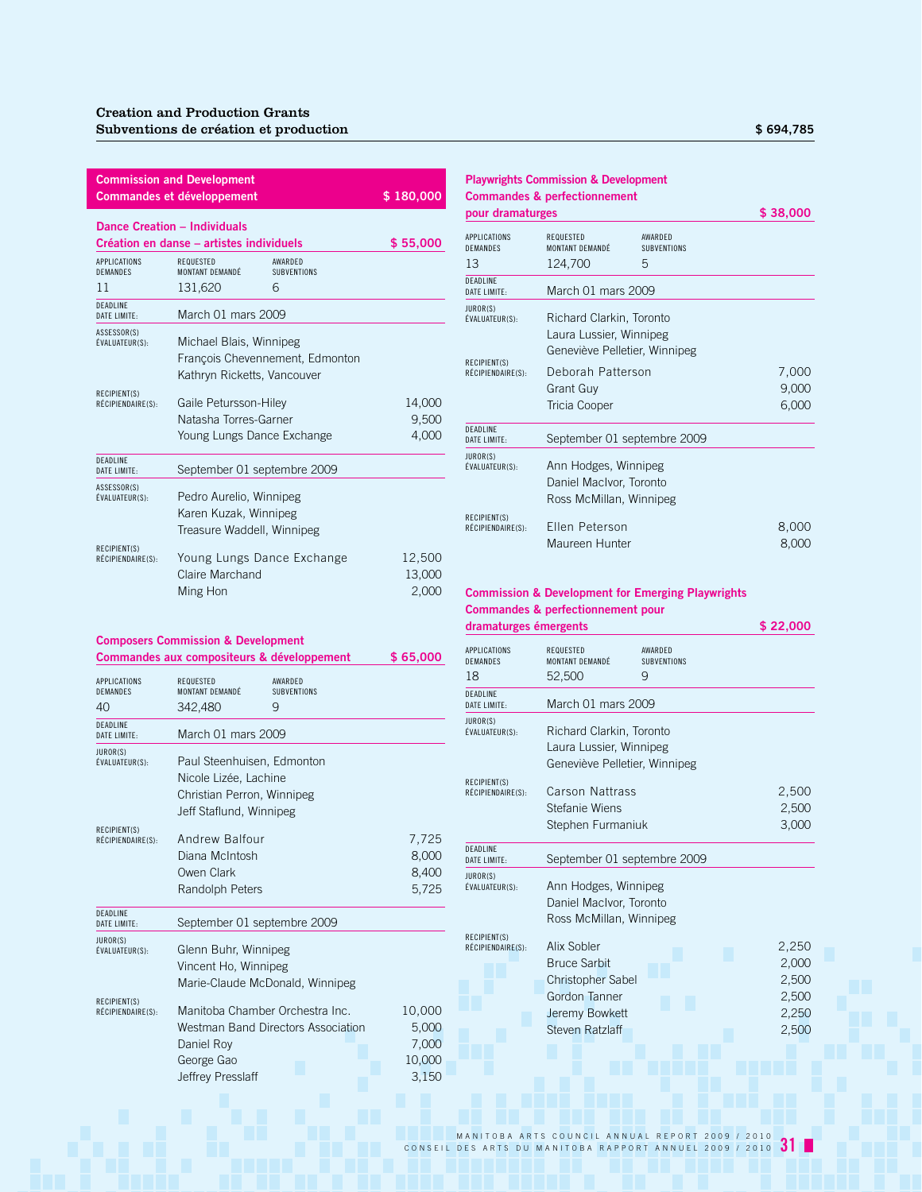## Creation and Production Grants
## Subventions de création et production — $ 694,785

### Commission and Development / Commandes et développement — $ 180,000

#### Dance Creation – Individuals / Création en danse – artistes individuels — $ 55,000

| APPLICATIONS DEMANDES | REQUESTED MONTANT DEMANDÉ | AWARDED SUBVENTIONS |
|---|---|---|
| 11 | 131,620 | 6 |

**DEADLINE / DATE LIMITE:** March 01 mars 2009

**ASSESSOR(S) / ÉVALUATEUR(S):** Michael Blais, Winnipeg; François Chevennement, Edmonton; Kathryn Ricketts, Vancouver

**RECIPIENT(S) / RÉCIPIENDAIRE(S):**

| Recipient | Amount |
|---|---|
| Gaile Petursson-Hiley | 14,000 |
| Natasha Torres-Garner | 9,500 |
| Young Lungs Dance Exchange | 4,000 |

**DEADLINE / DATE LIMITE:** September 01 septembre 2009

**ASSESSOR(S) / ÉVALUATEUR(S):** Pedro Aurelio, Winnipeg; Karen Kuzak, Winnipeg; Treasure Waddell, Winnipeg

**RECIPIENT(S) / RÉCIPIENDAIRE(S):**

| Recipient | Amount |
|---|---|
| Young Lungs Dance Exchange | 12,500 |
| Claire Marchand | 13,000 |
| Ming Hon | 2,000 |

#### Composers Commission & Development / Commandes aux compositeurs & développement — $ 65,000

| APPLICATIONS DEMANDES | REQUESTED MONTANT DEMANDÉ | AWARDED SUBVENTIONS |
|---|---|---|
| 40 | 342,480 | 9 |

**DEADLINE / DATE LIMITE:** March 01 mars 2009

**JUROR(S) / ÉVALUATEUR(S):** Paul Steenhuisen, Edmonton; Nicole Lizée, Lachine; Christian Perron, Winnipeg; Jeff Staflund, Winnipeg

**RECIPIENT(S) / RÉCIPIENDAIRE(S):**

| Recipient | Amount |
|---|---|
| Andrew Balfour | 7,725 |
| Diana McIntosh | 8,000 |
| Owen Clark | 8,400 |
| Randolph Peters | 5,725 |

**DEADLINE / DATE LIMITE:** September 01 septembre 2009

**JUROR(S) / ÉVALUATEUR(S):** Glenn Buhr, Winnipeg; Vincent Ho, Winnipeg; Marie-Claude McDonald, Winnipeg

**RECIPIENT(S) / RÉCIPIENDAIRE(S):**

| Recipient | Amount |
|---|---|
| Manitoba Chamber Orchestra Inc. | 10,000 |
| Westman Band Directors Association | 5,000 |
| Daniel Roy | 7,000 |
| George Gao | 10,000 |
| Jeffrey Presslaff | 3,150 |

#### Playwrights Commission & Development / Commandes & perfectionnement pour dramaturges — $ 38,000

| APPLICATIONS DEMANDES | REQUESTED MONTANT DEMANDÉ | AWARDED SUBVENTIONS |
|---|---|---|
| 13 | 124,700 | 5 |

**DEADLINE / DATE LIMITE:** March 01 mars 2009

**JUROR(S) / ÉVALUATEUR(S):** Richard Clarkin, Toronto; Laura Lussier, Winnipeg; Geneviève Pelletier, Winnipeg

**RECIPIENT(S) / RÉCIPIENDAIRE(S):**

| Recipient | Amount |
|---|---|
| Deborah Patterson | 7,000 |
| Grant Guy | 9,000 |
| Tricia Cooper | 6,000 |

**DEADLINE / DATE LIMITE:** September 01 septembre 2009

**JUROR(S) / ÉVALUATEUR(S):** Ann Hodges, Winnipeg; Daniel MacIvor, Toronto; Ross McMillan, Winnipeg

**RECIPIENT(S) / RÉCIPIENDAIRE(S):**

| Recipient | Amount |
|---|---|
| Ellen Peterson | 8,000 |
| Maureen Hunter | 8,000 |

#### Commission & Development for Emerging Playwrights / Commandes & perfectionnement pour dramaturges émergents — $ 22,000

| APPLICATIONS DEMANDES | REQUESTED MONTANT DEMANDÉ | AWARDED SUBVENTIONS |
|---|---|---|
| 18 | 52,500 | 9 |

**DEADLINE / DATE LIMITE:** March 01 mars 2009

**JUROR(S) / ÉVALUATEUR(S):** Richard Clarkin, Toronto; Laura Lussier, Winnipeg; Geneviève Pelletier, Winnipeg

**RECIPIENT(S) / RÉCIPIENDAIRE(S):**

| Recipient | Amount |
|---|---|
| Carson Nattrass | 2,500 |
| Stefanie Wiens | 2,500 |
| Stephen Furmaniuk | 3,000 |

**DEADLINE / DATE LIMITE:** September 01 septembre 2009

**JUROR(S) / ÉVALUATEUR(S):** Ann Hodges, Winnipeg; Daniel MacIvor, Toronto; Ross McMillan, Winnipeg

**RECIPIENT(S) / RÉCIPIENDAIRE(S):**

| Recipient | Amount |
|---|---|
| Alix Sobler | 2,250 |
| Bruce Sarbit | 2,000 |
| Christopher Sabel | 2,500 |
| Gordon Tanner | 2,500 |
| Jeremy Bowkett | 2,250 |
| Steven Ratzlaff | 2,500 |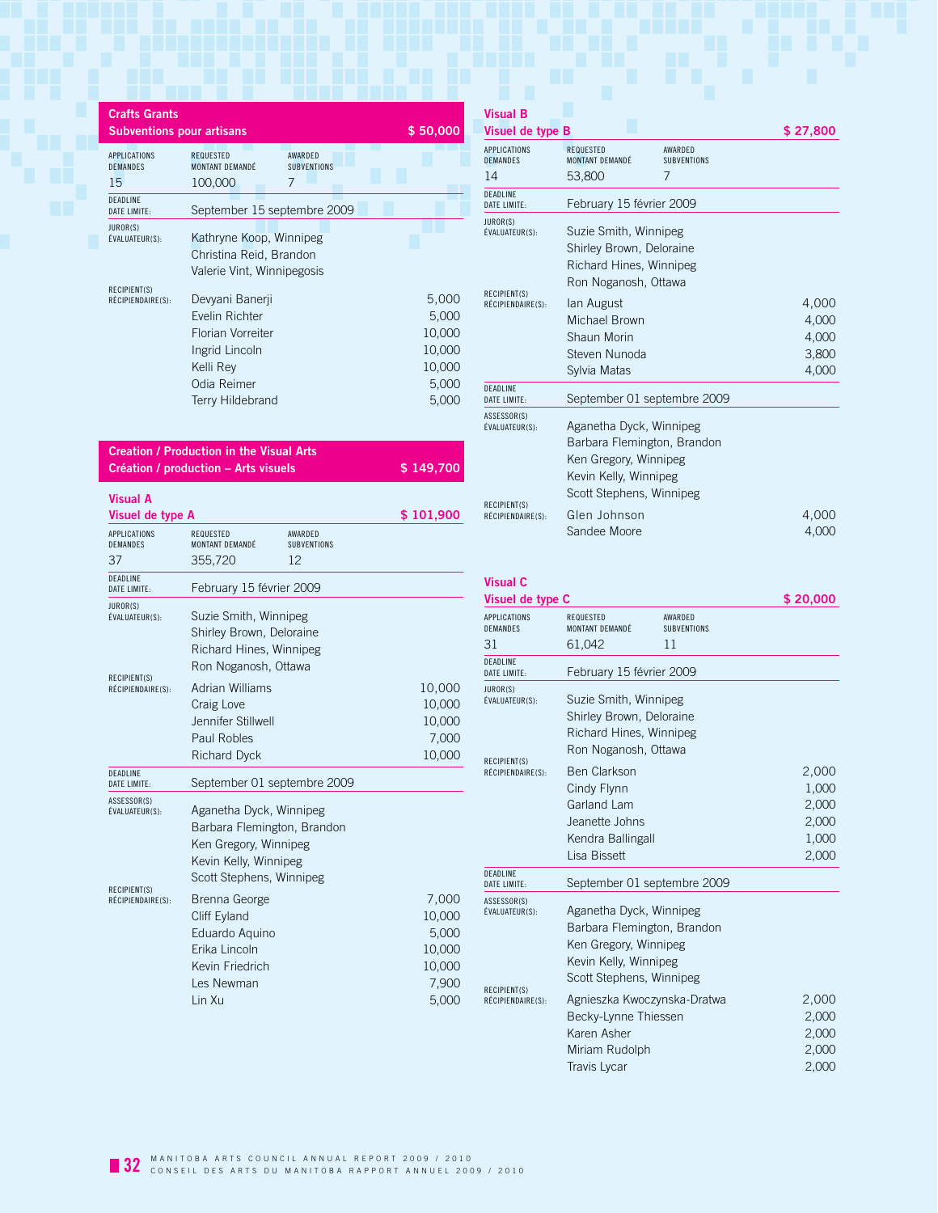## Crafts Grants
## Subventions pour artisans — $ 50,000

| APPLICATIONS DEMANDES | REQUESTED MONTANT DEMANDÉ | AWARDED SUBVENTIONS |
|---|---|---|
| 15 | 100,000 | 7 |

DEADLINE / DATE LIMITE: September 15 septembre 2009

JUROR(S) / ÉVALUATEUR(S):
Kathryne Koop, Winnipeg
Christina Reid, Brandon
Valerie Vint, Winnipegosis

RECIPIENT(S) / RÉCIPIENDAIRE(S):

| | |
|---|---|
| Devyani Banerji | 5,000 |
| Evelin Richter | 5,000 |
| Florian Vorreiter | 10,000 |
| Ingrid Lincoln | 10,000 |
| Kelli Rey | 10,000 |
| Odia Reimer | 5,000 |
| Terry Hildebrand | 5,000 |

## Creation / Production in the Visual Arts
## Création / production – Arts visuels — $ 149,700

### Visual A
### Visuel de type A — $ 101,900

| APPLICATIONS DEMANDES | REQUESTED MONTANT DEMANDÉ | AWARDED SUBVENTIONS |
|---|---|---|
| 37 | 355,720 | 12 |

DEADLINE / DATE LIMITE: February 15 février 2009

JUROR(S) / ÉVALUATEUR(S):
Suzie Smith, Winnipeg
Shirley Brown, Deloraine
Richard Hines, Winnipeg
Ron Noganosh, Ottawa

RECIPIENT(S) / RÉCIPIENDAIRE(S):

| | |
|---|---|
| Adrian Williams | 10,000 |
| Craig Love | 10,000 |
| Jennifer Stillwell | 10,000 |
| Paul Robles | 7,000 |
| Richard Dyck | 10,000 |

DEADLINE / DATE LIMITE: September 01 septembre 2009

ASSESSOR(S) / ÉVALUATEUR(S):
Aganetha Dyck, Winnipeg
Barbara Flemington, Brandon
Ken Gregory, Winnipeg
Kevin Kelly, Winnipeg
Scott Stephens, Winnipeg

RECIPIENT(S) / RÉCIPIENDAIRE(S):

| | |
|---|---|
| Brenna George | 7,000 |
| Cliff Eyland | 10,000 |
| Eduardo Aquino | 5,000 |
| Erika Lincoln | 10,000 |
| Kevin Friedrich | 10,000 |
| Les Newman | 7,900 |
| Lin Xu | 5,000 |

### Visual B
### Visuel de type B — $ 27,800

| APPLICATIONS DEMANDES | REQUESTED MONTANT DEMANDÉ | AWARDED SUBVENTIONS |
|---|---|---|
| 14 | 53,800 | 7 |

DEADLINE / DATE LIMITE: February 15 février 2009

JUROR(S) / ÉVALUATEUR(S):
Suzie Smith, Winnipeg
Shirley Brown, Deloraine
Richard Hines, Winnipeg
Ron Noganosh, Ottawa

RECIPIENT(S) / RÉCIPIENDAIRE(S):

| | |
|---|---|
| Ian August | 4,000 |
| Michael Brown | 4,000 |
| Shaun Morin | 4,000 |
| Steven Nunoda | 3,800 |
| Sylvia Matas | 4,000 |

DEADLINE / DATE LIMITE: September 01 septembre 2009

ASSESSOR(S) / ÉVALUATEUR(S):
Aganetha Dyck, Winnipeg
Barbara Flemington, Brandon
Ken Gregory, Winnipeg
Kevin Kelly, Winnipeg
Scott Stephens, Winnipeg

RECIPIENT(S) / RÉCIPIENDAIRE(S):

| | |
|---|---|
| Glen Johnson | 4,000 |
| Sandee Moore | 4,000 |

### Visual C
### Visuel de type C — $ 20,000

| APPLICATIONS DEMANDES | REQUESTED MONTANT DEMANDÉ | AWARDED SUBVENTIONS |
|---|---|---|
| 31 | 61,042 | 11 |

DEADLINE / DATE LIMITE: February 15 février 2009

JUROR(S) / ÉVALUATEUR(S):
Suzie Smith, Winnipeg
Shirley Brown, Deloraine
Richard Hines, Winnipeg
Ron Noganosh, Ottawa

RECIPIENT(S) / RÉCIPIENDAIRE(S):

| | |
|---|---|
| Ben Clarkson | 2,000 |
| Cindy Flynn | 1,000 |
| Garland Lam | 2,000 |
| Jeanette Johns | 2,000 |
| Kendra Ballingall | 1,000 |
| Lisa Bissett | 2,000 |

DEADLINE / DATE LIMITE: September 01 septembre 2009

ASSESSOR(S) / ÉVALUATEUR(S):
Aganetha Dyck, Winnipeg
Barbara Flemington, Brandon
Ken Gregory, Winnipeg
Kevin Kelly, Winnipeg
Scott Stephens, Winnipeg

RECIPIENT(S) / RÉCIPIENDAIRE(S):

| | |
|---|---|
| Agnieszka Kwoczynska-Dratwa | 2,000 |
| Becky-Lynne Thiessen | 2,000 |
| Karen Asher | 2,000 |
| Miriam Rudolph | 2,000 |
| Travis Lycar | 2,000 |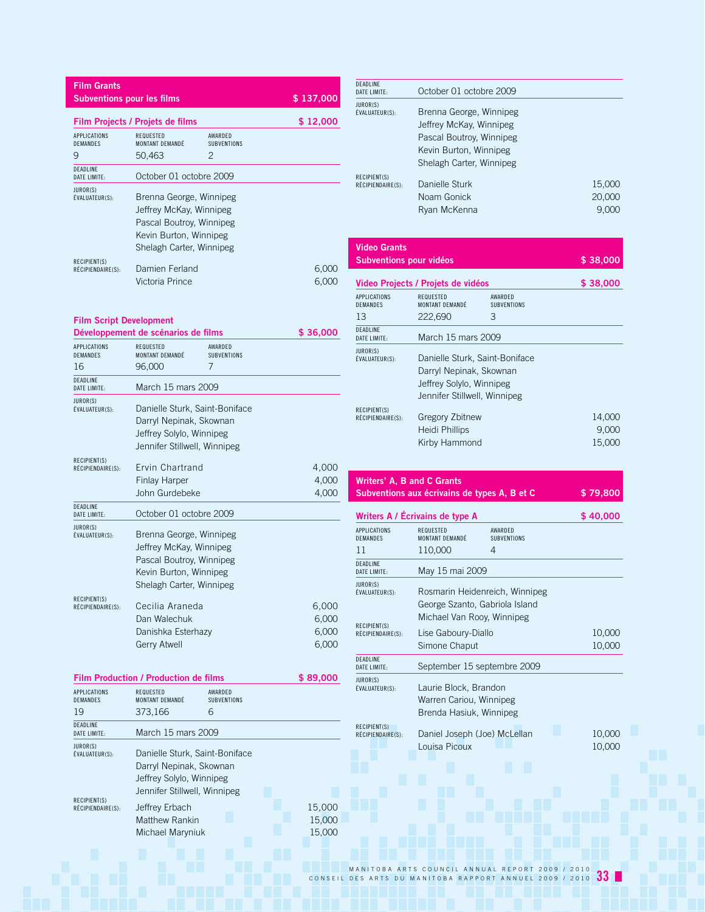## Film Grants
## Subventions pour les films — $ 137,000

### Film Projects / Projets de films — $ 12,000

| APPLICATIONS DEMANDES | REQUESTED MONTANT DEMANDÉ | AWARDED SUBVENTIONS |
|---|---|---|
| 9 | 50,463 | 2 |

DEADLINE DATE LIMITE: October 01 octobre 2009

JUROR(S) ÉVALUATEUR(S):
- Brenna George, Winnipeg
- Jeffrey McKay, Winnipeg
- Pascal Boutroy, Winnipeg
- Kevin Burton, Winnipeg
- Shelagh Carter, Winnipeg

RECIPIENT(S) RÉCIPIENDAIRE(S):

| Recipient | Amount |
|---|---|
| Damien Ferland | 6,000 |
| Victoria Prince | 6,000 |

### Film Script Development / Développement de scénarios de films — $ 36,000

| APPLICATIONS DEMANDES | REQUESTED MONTANT DEMANDÉ | AWARDED SUBVENTIONS |
|---|---|---|
| 16 | 96,000 | 7 |

DEADLINE DATE LIMITE: March 15 mars 2009

JUROR(S) ÉVALUATEUR(S):
- Danielle Sturk, Saint-Boniface
- Darryl Nepinak, Skownan
- Jeffrey Solylo, Winnipeg
- Jennifer Stillwell, Winnipeg

RECIPIENT(S) RÉCIPIENDAIRE(S):

| Recipient | Amount |
|---|---|
| Ervin Chartrand | 4,000 |
| Finlay Harper | 4,000 |
| John Gurdebeke | 4,000 |

DEADLINE DATE LIMITE: October 01 octobre 2009

JUROR(S) ÉVALUATEUR(S):
- Brenna George, Winnipeg
- Jeffrey McKay, Winnipeg
- Pascal Boutroy, Winnipeg
- Kevin Burton, Winnipeg
- Shelagh Carter, Winnipeg

RECIPIENT(S) RÉCIPIENDAIRE(S):

| Recipient | Amount |
|---|---|
| Cecilia Araneda | 6,000 |
| Dan Walechuk | 6,000 |
| Danishka Esterhazy | 6,000 |
| Gerry Atwell | 6,000 |

### Film Production / Production de films — $ 89,000

| APPLICATIONS DEMANDES | REQUESTED MONTANT DEMANDÉ | AWARDED SUBVENTIONS |
|---|---|---|
| 19 | 373,166 | 6 |

DEADLINE DATE LIMITE: March 15 mars 2009

JUROR(S) ÉVALUATEUR(S):
- Danielle Sturk, Saint-Boniface
- Darryl Nepinak, Skownan
- Jeffrey Solylo, Winnipeg
- Jennifer Stillwell, Winnipeg

RECIPIENT(S) RÉCIPIENDAIRE(S):

| Recipient | Amount |
|---|---|
| Jeffrey Erbach | 15,000 |
| Matthew Rankin | 15,000 |
| Michael Maryniuk | 15,000 |

DEADLINE DATE LIMITE: October 01 octobre 2009

JUROR(S) ÉVALUATEUR(S):
- Brenna George, Winnipeg
- Jeffrey McKay, Winnipeg
- Pascal Boutroy, Winnipeg
- Kevin Burton, Winnipeg
- Shelagh Carter, Winnipeg

RECIPIENT(S) RÉCIPIENDAIRE(S):

| Recipient | Amount |
|---|---|
| Danielle Sturk | 15,000 |
| Noam Gonick | 20,000 |
| Ryan McKenna | 9,000 |

## Video Grants
## Subventions pour vidéos — $ 38,000

### Video Projects / Projets de vidéos — $ 38,000

| APPLICATIONS DEMANDES | REQUESTED MONTANT DEMANDÉ | AWARDED SUBVENTIONS |
|---|---|---|
| 13 | 222,690 | 3 |

DEADLINE DATE LIMITE: March 15 mars 2009

JUROR(S) ÉVALUATEUR(S):
- Danielle Sturk, Saint-Boniface
- Darryl Nepinak, Skownan
- Jeffrey Solylo, Winnipeg
- Jennifer Stillwell, Winnipeg

RECIPIENT(S) RÉCIPIENDAIRE(S):

| Recipient | Amount |
|---|---|
| Gregory Zbitnew | 14,000 |
| Heidi Phillips | 9,000 |
| Kirby Hammond | 15,000 |

## Writers' A, B and C Grants
## Subventions aux écrivains de types A, B et C — $ 79,800

### Writers A / Écrivains de type A — $ 40,000

| APPLICATIONS DEMANDES | REQUESTED MONTANT DEMANDÉ | AWARDED SUBVENTIONS |
|---|---|---|
| 11 | 110,000 | 4 |

DEADLINE DATE LIMITE: May 15 mai 2009

JUROR(S) ÉVALUATEUR(S):
- Rosmarin Heidenreich, Winnipeg
- George Szanto, Gabriola Island
- Michael Van Rooy, Winnipeg

RECIPIENT(S) RÉCIPIENDAIRE(S):

| Recipient | Amount |
|---|---|
| Lise Gaboury-Diallo | 10,000 |
| Simone Chaput | 10,000 |

DEADLINE DATE LIMITE: September 15 septembre 2009

JUROR(S) ÉVALUATEUR(S):
- Laurie Block, Brandon
- Warren Cariou, Winnipeg
- Brenda Hasiuk, Winnipeg

RECIPIENT(S) RÉCIPIENDAIRE(S):

| Recipient | Amount |
|---|---|
| Daniel Joseph (Joe) McLellan | 10,000 |
| Louisa Picoux | 10,000 |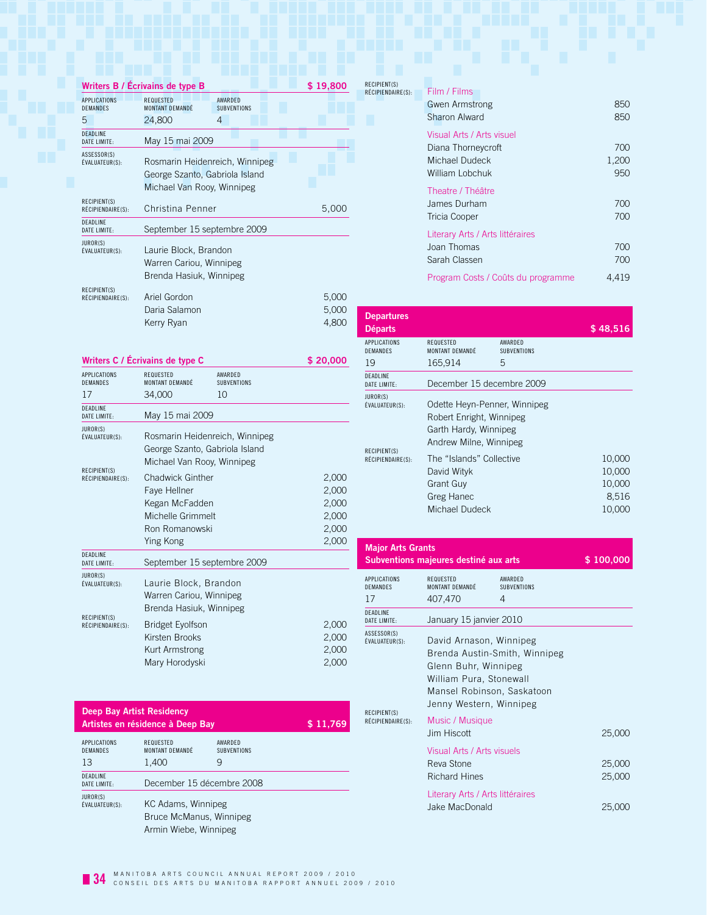## Writers B / Écrivains de type B — $ 19,800

| APPLICATIONS DEMANDES | REQUESTED MONTANT DEMANDÉ | AWARDED SUBVENTIONS |
|---|---|---|
| 5 | 24,800 | 4 |

**DEADLINE DATE LIMITE:** May 15 mai 2009

**ASSESSOR(S) ÉVALUATEUR(S):**
Rosmarin Heidenreich, Winnipeg
George Szanto, Gabriola Island
Michael Van Rooy, Winnipeg

**RECIPIENT(S) RÉCIPIENDAIRE(S):**

| | |
|---|---|
| Christina Penner | 5,000 |

**DEADLINE DATE LIMITE:** September 15 septembre 2009

**JUROR(S) ÉVALUATEUR(S):**
Laurie Block, Brandon
Warren Cariou, Winnipeg
Brenda Hasiuk, Winnipeg

**RECIPIENT(S) RÉCIPIENDAIRE(S):**

| | |
|---|---|
| Ariel Gordon | 5,000 |
| Daria Salamon | 5,000 |
| Kerry Ryan | 4,800 |

## Writers C / Écrivains de type C — $ 20,000

| APPLICATIONS DEMANDES | REQUESTED MONTANT DEMANDÉ | AWARDED SUBVENTIONS |
|---|---|---|
| 17 | 34,000 | 10 |

**DEADLINE DATE LIMITE:** May 15 mai 2009

**JUROR(S) ÉVALUATEUR(S):**
Rosmarin Heidenreich, Winnipeg
George Szanto, Gabriola Island
Michael Van Rooy, Winnipeg

**RECIPIENT(S) RÉCIPIENDAIRE(S):**

| | |
|---|---|
| Chadwick Ginther | 2,000 |
| Faye Hellner | 2,000 |
| Kegan McFadden | 2,000 |
| Michelle Grimmelt | 2,000 |
| Ron Romanowski | 2,000 |
| Ying Kong | 2,000 |

**DEADLINE DATE LIMITE:** September 15 septembre 2009

**JUROR(S) ÉVALUATEUR(S):**
Laurie Block, Brandon
Warren Cariou, Winnipeg
Brenda Hasiuk, Winnipeg

**RECIPIENT(S) RÉCIPIENDAIRE(S):**

| | |
|---|---|
| Bridget Eyolfson | 2,000 |
| Kirsten Brooks | 2,000 |
| Kurt Armstrong | 2,000 |
| Mary Horodyski | 2,000 |

## Deep Bay Artist Residency / Artistes en résidence à Deep Bay — $ 11,769

| APPLICATIONS DEMANDES | REQUESTED MONTANT DEMANDÉ | AWARDED SUBVENTIONS |
|---|---|---|
| 13 | 1,400 | 9 |

**DEADLINE DATE LIMITE:** December 15 décembre 2008

**JUROR(S) ÉVALUATEUR(S):**
KC Adams, Winnipeg
Bruce McManus, Winnipeg
Armin Wiebe, Winnipeg

**RECIPIENT(S) RÉCIPIENDAIRE(S):**

| | |
|---|---|
| **Film / Films** | |
| Gwen Armstrong | 850 |
| Sharon Alward | 850 |
| **Visual Arts / Arts visuel** | |
| Diana Thorneycroft | 700 |
| Michael Dudeck | 1,200 |
| William Lobchuk | 950 |
| **Theatre / Théâtre** | |
| James Durham | 700 |
| Tricia Cooper | 700 |
| **Literary Arts / Arts littéraires** | |
| Joan Thomas | 700 |
| Sarah Classen | 700 |
| **Program Costs / Coûts du programme** | 4,419 |

## Departures / Départs — $ 48,516

| APPLICATIONS DEMANDES | REQUESTED MONTANT DEMANDÉ | AWARDED SUBVENTIONS |
|---|---|---|
| 19 | 165,914 | 5 |

**DEADLINE DATE LIMITE:** December 15 decembre 2009

**JUROR(S) ÉVALUATEUR(S):**
Odette Heyn-Penner, Winnipeg
Robert Enright, Winnipeg
Garth Hardy, Winnipeg
Andrew Milne, Winnipeg

**RECIPIENT(S) RÉCIPIENDAIRE(S):**

| | |
|---|---|
| The "Islands" Collective | 10,000 |
| David Wityk | 10,000 |
| Grant Guy | 10,000 |
| Greg Hanec | 8,516 |
| Michael Dudeck | 10,000 |

## Major Arts Grants / Subventions majeures destiné aux arts — $ 100,000

| APPLICATIONS DEMANDES | REQUESTED MONTANT DEMANDÉ | AWARDED SUBVENTIONS |
|---|---|---|
| 17 | 407,470 | 4 |

**DEADLINE DATE LIMITE:** January 15 janvier 2010

**ASSESSOR(S) ÉVALUATEUR(S):**
David Arnason, Winnipeg
Brenda Austin-Smith, Winnipeg
Glenn Buhr, Winnipeg
William Pura, Stonewall
Mansel Robinson, Saskatoon
Jenny Western, Winnipeg

**RECIPIENT(S) RÉCIPIENDAIRE(S):**

| | |
|---|---|
| **Music / Musique** | |
| Jim Hiscott | 25,000 |
| **Visual Arts / Arts visuels** | |
| Reva Stone | 25,000 |
| Richard Hines | 25,000 |
| **Literary Arts / Arts littéraires** | |
| Jake MacDonald | 25,000 |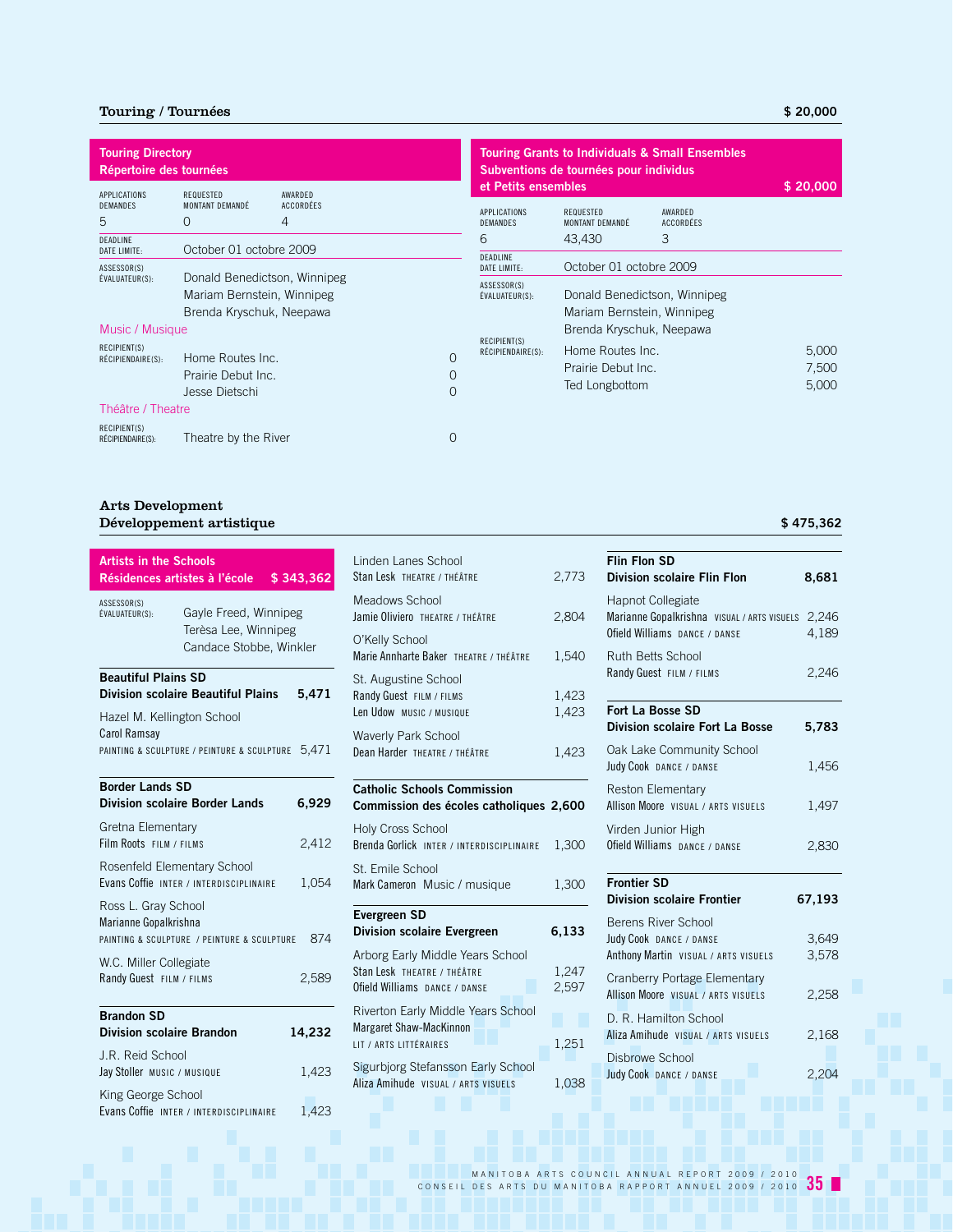## Touring / Tournées — $ 20,000

### Touring Directory / Répertoire des tournées

| APPLICATIONS / DEMANDES | REQUESTED / MONTANT DEMANDÉ | AWARDED / ACCORDÉES |
|---|---|---|
| 5 | 0 | 4 |

DEADLINE / DATE LIMITE: October 01 octobre 2009

ASSESSOR(S) / ÉVALUATEUR(S): Donald Benedictson, Winnipeg; Mariam Bernstein, Winnipeg; Brenda Kryschuk, Neepawa

**Music / Musique**

RECIPIENT(S) / RÉCIPIENDAIRE(S):

| Recipient | Amount |
|---|---|
| Home Routes Inc. | 0 |
| Prairie Debut Inc. | 0 |
| Jesse Dietschi | 0 |

**Théâtre / Theatre**

RECIPIENT(S) / RÉCIPIENDAIRE(S):

| Recipient | Amount |
|---|---|
| Theatre by the River | 0 |

### Touring Grants to Individuals & Small Ensembles / Subventions de tournées pour individus et Petits ensembles — $ 20,000

| APPLICATIONS / DEMANDES | REQUESTED / MONTANT DEMANDÉ | AWARDED / ACCORDÉES |
|---|---|---|
| 6 | 43,430 | 3 |

DEADLINE / DATE LIMITE: October 01 octobre 2009

ASSESSOR(S) / ÉVALUATEUR(S): Donald Benedictson, Winnipeg; Mariam Bernstein, Winnipeg; Brenda Kryschuk, Neepawa

RECIPIENT(S) / RÉCIPIENDAIRE(S):

| Recipient | Amount |
|---|---|
| Home Routes Inc. | 5,000 |
| Prairie Debut Inc. | 7,500 |
| Ted Longbottom | 5,000 |

## Arts Development / Développement artistique — $ 475,362

### Artists in the Schools / Résidences artistes à l'école — $ 343,362

ASSESSOR(S) / ÉVALUATEUR(S): Gayle Freed, Winnipeg; Terèsa Lee, Winnipeg; Candace Stobbe, Winkler

**Beautiful Plains SD / Division scolaire Beautiful Plains — 5,471**

Hazel M. Kellington School
- Carol Ramsay — PAINTING & SCULPTURE / PEINTURE & SCULPTURE — 5,471

**Border Lands SD / Division scolaire Border Lands — 6,929**

Gretna Elementary
- Film Roots — FILM / FILMS — 2,412

Rosenfeld Elementary School
- Evans Coffie — INTER / INTERDISCIPLINAIRE — 1,054

Ross L. Gray School
- Marianne Gopalkrishna — PAINTING & SCULPTURE / PEINTURE & SCULPTURE — 874

W.C. Miller Collegiate
- Randy Guest — FILM / FILMS — 2,589

**Brandon SD / Division scolaire Brandon — 14,232**

J.R. Reid School
- Jay Stoller — MUSIC / MUSIQUE — 1,423

King George School
- Evans Coffie — INTER / INTERDISCIPLINAIRE — 1,423

Linden Lanes School
- Stan Lesk — THEATRE / THÉÂTRE — 2,773

Meadows School
- Jamie Oliviero — THEATRE / THÉÂTRE — 2,804

O'Kelly School
- Marie Annharte Baker — THEATRE / THÉÂTRE — 1,540

St. Augustine School
- Randy Guest — FILM / FILMS — 1,423
- Len Udow — MUSIC / MUSIQUE — 1,423

Waverly Park School
- Dean Harder — THEATRE / THÉÂTRE — 1,423

**Catholic Schools Commission / Commission des écoles catholiques — 2,600**

Holy Cross School
- Brenda Gorlick — INTER / INTERDISCIPLINAIRE — 1,300

St. Emile School
- Mark Cameron — Music / musique — 1,300

**Evergreen SD / Division scolaire Evergreen — 6,133**

Arborg Early Middle Years School
- Stan Lesk — THEATRE / THÉÂTRE — 1,247
- Ofield Williams — DANCE / DANSE — 2,597

Riverton Early Middle Years School
- Margaret Shaw-MacKinnon — LIT / ARTS LITTÉRAIRES — 1,251

Sigurbjorg Stefansson Early School
- Aliza Amihude — VISUAL / ARTS VISUELS — 1,038

**Flin Flon SD / Division scolaire Flin Flon — 8,681**

Hapnot Collegiate
- Marianne Gopalkrishna — VISUAL / ARTS VISUELS — 2,246
- Ofield Williams — DANCE / DANSE — 4,189

Ruth Betts School
- Randy Guest — FILM / FILMS — 2,246

**Fort La Bosse SD / Division scolaire Fort La Bosse — 5,783**

Oak Lake Community School
- Judy Cook — DANCE / DANSE — 1,456

Reston Elementary
- Allison Moore — VISUAL / ARTS VISUELS — 1,497

Virden Junior High
- Ofield Williams — DANCE / DANSE — 2,830

**Frontier SD / Division scolaire Frontier — 67,193**

Berens River School
- Judy Cook — DANCE / DANSE — 3,649
- Anthony Martin — VISUAL / ARTS VISUELS — 3,578

Cranberry Portage Elementary
- Allison Moore — VISUAL / ARTS VISUELS — 2,258

D. R. Hamilton School
- Aliza Amihude — VISUAL / ARTS VISUELS — 2,168

Disbrowe School
- Judy Cook — DANCE / DANSE — 2,204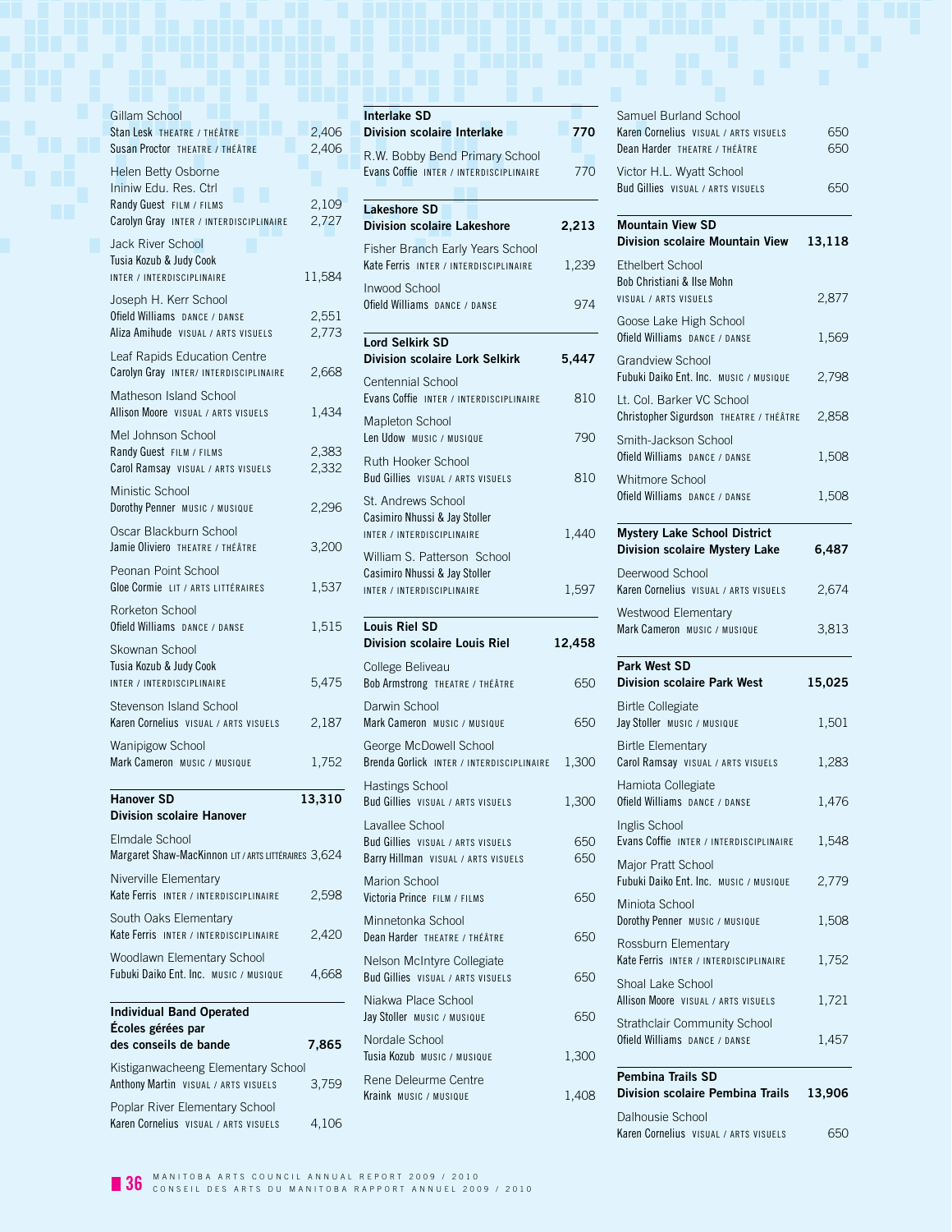Gillam School
Stan Lesk THEATRE / THÉÂTRE 2,406
Susan Proctor THEATRE / THÉÂTRE 2,406

Helen Betty Osborne
Ininiw Edu. Res. Ctrl
Randy Guest FILM / FILMS 2,109
Carolyn Gray INTER / INTERDISCIPLINAIRE 2,727

Jack River School
Tusia Kozub & Judy Cook
INTER / INTERDISCIPLINAIRE 11,584

Joseph H. Kerr School
Ofield Williams DANCE / DANSE 2,551
Aliza Amihude VISUAL / ARTS VISUELS 2,773

Leaf Rapids Education Centre
Carolyn Gray INTER/ INTERDISCIPLINAIRE 2,668

Matheson Island School
Allison Moore VISUAL / ARTS VISUELS 1,434

Mel Johnson School
Randy Guest FILM / FILMS 2,383
Carol Ramsay VISUAL / ARTS VISUELS 2,332

Ministic School
Dorothy Penner MUSIC / MUSIQUE 2,296

Oscar Blackburn School
Jamie Oliviero THEATRE / THÉÂTRE 3,200

Peonan Point School
Gloe Cormie LIT / ARTS LITTÉRAIRES 1,537

Rorketon School
Ofield Williams DANCE / DANSE 1,515

Skownan School
Tusia Kozub & Judy Cook
INTER / INTERDISCIPLINAIRE 5,475

Stevenson Island School
Karen Cornelius VISUAL / ARTS VISUELS 2,187

Wanipigow School
Mark Cameron MUSIC / MUSIQUE 1,752

**Hanover SD**
**Division scolaire Hanover** **13,310**

Elmdale School
Margaret Shaw-MacKinnon LIT / ARTS LITTÉRAIRES 3,624

Niverville Elementary
Kate Ferris INTER / INTERDISCIPLINAIRE 2,598

South Oaks Elementary
Kate Ferris INTER / INTERDISCIPLINAIRE 2,420

Woodlawn Elementary School
Fubuki Daiko Ent. Inc. MUSIC / MUSIQUE 4,668

**Individual Band Operated**
**Écoles gérées par**
**des conseils de bande** **7,865**

Kistiganwacheeng Elementary School
Anthony Martin VISUAL / ARTS VISUELS 3,759

Poplar River Elementary School
Karen Cornelius VISUAL / ARTS VISUELS 4,106

**Interlake SD**
**Division scolaire Interlake** **770**

R.W. Bobby Bend Primary School
Evans Coffie INTER / INTERDISCIPLINAIRE 770

**Lakeshore SD**
**Division scolaire Lakeshore** **2,213**

Fisher Branch Early Years School
Kate Ferris INTER / INTERDISCIPLINAIRE 1,239

Inwood School
Ofield Williams DANCE / DANSE 974

**Lord Selkirk SD**
**Division scolaire Lork Selkirk** **5,447**

Centennial School
Evans Coffie INTER / INTERDISCIPLINAIRE 810

Mapleton School
Len Udow MUSIC / MUSIQUE 790

Ruth Hooker School
Bud Gillies VISUAL / ARTS VISUELS 810

St. Andrews School
Casimiro Nhussi & Jay Stoller
INTER / INTERDISCIPLINAIRE 1,440

William S. Patterson School
Casimiro Nhussi & Jay Stoller
INTER / INTERDISCIPLINAIRE 1,597

**Louis Riel SD**
**Division scolaire Louis Riel** **12,458**

College Beliveau
Bob Armstrong THEATRE / THÉÂTRE 650

Darwin School
Mark Cameron MUSIC / MUSIQUE 650

George McDowell School
Brenda Gorlick INTER / INTERDISCIPLINAIRE 1,300

Hastings School
Bud Gillies VISUAL / ARTS VISUELS 1,300

Lavallee School
Bud Gillies VISUAL / ARTS VISUELS 650
Barry Hillman VISUAL / ARTS VISUELS 650

Marion School
Victoria Prince FILM / FILMS 650

Minnetonka School
Dean Harder THEATRE / THÉÂTRE 650

Nelson McIntyre Collegiate
Bud Gillies VISUAL / ARTS VISUELS 650

Niakwa Place School
Jay Stoller MUSIC / MUSIQUE 650

Nordale School
Tusia Kozub MUSIC / MUSIQUE 1,300

Rene Deleurme Centre
Kraink MUSIC / MUSIQUE 1,408

Samuel Burland School
Karen Cornelius VISUAL / ARTS VISUELS 650
Dean Harder THEATRE / THÉÂTRE 650

Victor H.L. Wyatt School
Bud Gillies VISUAL / ARTS VISUELS 650

**Mountain View SD**
**Division scolaire Mountain View** **13,118**

Ethelbert School
Bob Christiani & Ilse Mohn
VISUAL / ARTS VISUELS 2,877

Goose Lake High School
Ofield Williams DANCE / DANSE 1,569

Grandview School
Fubuki Daiko Ent. Inc. MUSIC / MUSIQUE 2,798

Lt. Col. Barker VC School
Christopher Sigurdson THEATRE / THÉÂTRE 2,858

Smith-Jackson School
Ofield Williams DANCE / DANSE 1,508

Whitmore School
Ofield Williams DANCE / DANSE 1,508

**Mystery Lake School District**
**Division scolaire Mystery Lake** **6,487**

Deerwood School
Karen Cornelius VISUAL / ARTS VISUELS 2,674

Westwood Elementary
Mark Cameron MUSIC / MUSIQUE 3,813

**Park West SD**
**Division scolaire Park West** **15,025**

Birtle Collegiate
Jay Stoller MUSIC / MUSIQUE 1,501

Birtle Elementary
Carol Ramsay VISUAL / ARTS VISUELS 1,283

Hamiota Collegiate
Ofield Williams DANCE / DANSE 1,476

Inglis School
Evans Coffie INTER / INTERDISCIPLINAIRE 1,548

Major Pratt School
Fubuki Daiko Ent. Inc. MUSIC / MUSIQUE 2,779

Miniota School
Dorothy Penner MUSIC / MUSIQUE 1,508

Rossburn Elementary
Kate Ferris INTER / INTERDISCIPLINAIRE 1,752

Shoal Lake School
Allison Moore VISUAL / ARTS VISUELS 1,721

Strathclair Community School
Ofield Williams DANCE / DANSE 1,457

**Pembina Trails SD**
**Division scolaire Pembina Trails** **13,906**

Dalhousie School
Karen Cornelius VISUAL / ARTS VISUELS 650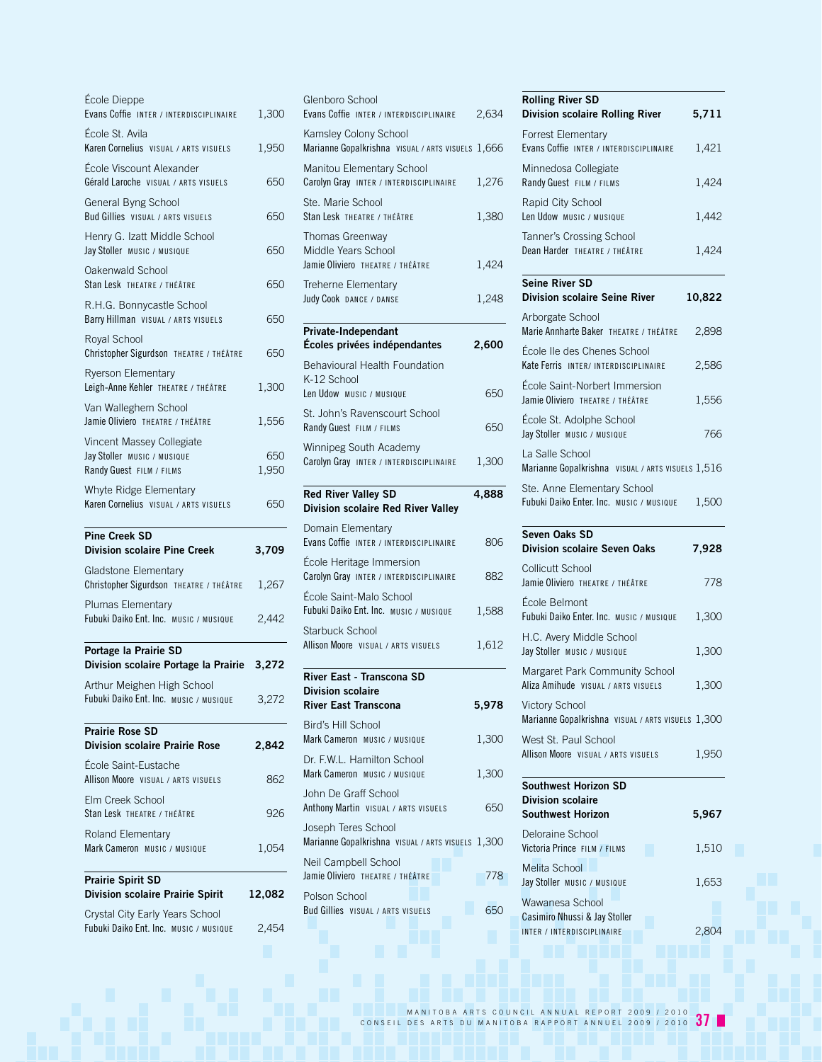École Dieppe
Evans Coffie INTER / INTERDISCIPLINAIRE 1,300

École St. Avila
Karen Cornelius VISUAL / ARTS VISUELS 1,950

École Viscount Alexander
Gérald Laroche VISUAL / ARTS VISUELS 650

General Byng School
Bud Gillies VISUAL / ARTS VISUELS 650

Henry G. Izatt Middle School
Jay Stoller MUSIC / MUSIQUE 650

Oakenwald School
Stan Lesk THEATRE / THÉÂTRE 650

R.H.G. Bonnycastle School
Barry Hillman VISUAL / ARTS VISUELS 650

Royal School
Christopher Sigurdson THEATRE / THÉÂTRE 650

Ryerson Elementary
Leigh-Anne Kehler THEATRE / THÉÂTRE 1,300

Van Walleghem School
Jamie Oliviero THEATRE / THÉÂTRE 1,556

Vincent Massey Collegiate
Jay Stoller MUSIC / MUSIQUE 650
Randy Guest FILM / FILMS 1,950

Whyte Ridge Elementary
Karen Cornelius VISUAL / ARTS VISUELS 650

**Pine Creek SD**
**Division scolaire Pine Creek 3,709**

Gladstone Elementary
Christopher Sigurdson THEATRE / THÉÂTRE 1,267

Plumas Elementary
Fubuki Daiko Ent. Inc. MUSIC / MUSIQUE 2,442

**Portage la Prairie SD**
**Division scolaire Portage la Prairie 3,272**

Arthur Meighen High School
Fubuki Daiko Ent. Inc. MUSIC / MUSIQUE 3,272

**Prairie Rose SD**
**Division scolaire Prairie Rose 2,842**

École Saint-Eustache
Allison Moore VISUAL / ARTS VISUELS 862

Elm Creek School
Stan Lesk THEATRE / THÉÂTRE 926

Roland Elementary
Mark Cameron MUSIC / MUSIQUE 1,054

**Prairie Spirit SD**
**Division scolaire Prairie Spirit 12,082**

Crystal City Early Years School
Fubuki Daiko Ent. Inc. MUSIC / MUSIQUE 2,454

Glenboro School
Evans Coffie INTER / INTERDISCIPLINAIRE 2,634

Kamsley Colony School
Marianne Gopalkrishna VISUAL / ARTS VISUELS 1,666

Manitou Elementary School
Carolyn Gray INTER / INTERDISCIPLINAIRE 1,276

Ste. Marie School
Stan Lesk THEATRE / THÉÂTRE 1,380

Thomas Greenway Middle Years School
Jamie Oliviero THEATRE / THÉÂTRE 1,424

Treherne Elementary
Judy Cook DANCE / DANSE 1,248

**Private-Independant**
**Écoles privées indépendantes 2,600**

Behavioural Health Foundation K-12 School
Len Udow MUSIC / MUSIQUE 650

St. John's Ravenscourt School
Randy Guest FILM / FILMS 650

Winnipeg South Academy
Carolyn Gray INTER / INTERDISCIPLINAIRE 1,300

**Red River Valley SD 4,888**
**Division scolaire Red River Valley**

Domain Elementary
Evans Coffie INTER / INTERDISCIPLINAIRE 806

École Heritage Immersion
Carolyn Gray INTER / INTERDISCIPLINAIRE 882

École Saint-Malo School
Fubuki Daiko Ent. Inc. MUSIC / MUSIQUE 1,588

Starbuck School
Allison Moore VISUAL / ARTS VISUELS 1,612

**River East - Transcona SD**
**Division scolaire River East Transcona 5,978**

Bird's Hill School
Mark Cameron MUSIC / MUSIQUE 1,300

Dr. F.W.L. Hamilton School
Mark Cameron MUSIC / MUSIQUE 1,300

John De Graff School
Anthony Martin VISUAL / ARTS VISUELS 650

Joseph Teres School
Marianne Gopalkrishna VISUAL / ARTS VISUELS 1,300

Neil Campbell School
Jamie Oliviero THEATRE / THÉÂTRE 778

Polson School
Bud Gillies VISUAL / ARTS VISUELS 650

**Rolling River SD**
**Division scolaire Rolling River 5,711**

Forrest Elementary
Evans Coffie INTER / INTERDISCIPLINAIRE 1,421

Minnedosa Collegiate
Randy Guest FILM / FILMS 1,424

Rapid City School
Len Udow MUSIC / MUSIQUE 1,442

Tanner's Crossing School
Dean Harder THEATRE / THÉÂTRE 1,424

**Seine River SD**
**Division scolaire Seine River 10,822**

Arborgate School
Marie Annharte Baker THEATRE / THÉÂTRE 2,898

École Ile des Chenes School
Kate Ferris INTER/ INTERDISCIPLINAIRE 2,586

École Saint-Norbert Immersion
Jamie Oliviero THEATRE / THÉÂTRE 1,556

École St. Adolphe School
Jay Stoller MUSIC / MUSIQUE 766

La Salle School
Marianne Gopalkrishna VISUAL / ARTS VISUELS 1,516

Ste. Anne Elementary School
Fubuki Daiko Enter. Inc. MUSIC / MUSIQUE 1,500

**Seven Oaks SD**
**Division scolaire Seven Oaks 7,928**

Collicutt School
Jamie Oliviero THEATRE / THÉÂTRE 778

École Belmont
Fubuki Daiko Enter. Inc. MUSIC / MUSIQUE 1,300

H.C. Avery Middle School
Jay Stoller MUSIC / MUSIQUE 1,300

Margaret Park Community School
Aliza Amihude VISUAL / ARTS VISUELS 1,300

Victory School
Marianne Gopalkrishna VISUAL / ARTS VISUELS 1,300

West St. Paul School
Allison Moore VISUAL / ARTS VISUELS 1,950

**Southwest Horizon SD**
**Division scolaire Southwest Horizon 5,967**

Deloraine School
Victoria Prince FILM / FILMS 1,510

Melita School
Jay Stoller MUSIC / MUSIQUE 1,653

Wawanesa School
Casimiro Nhussi & Jay Stoller
INTER / INTERDISCIPLINAIRE 2,804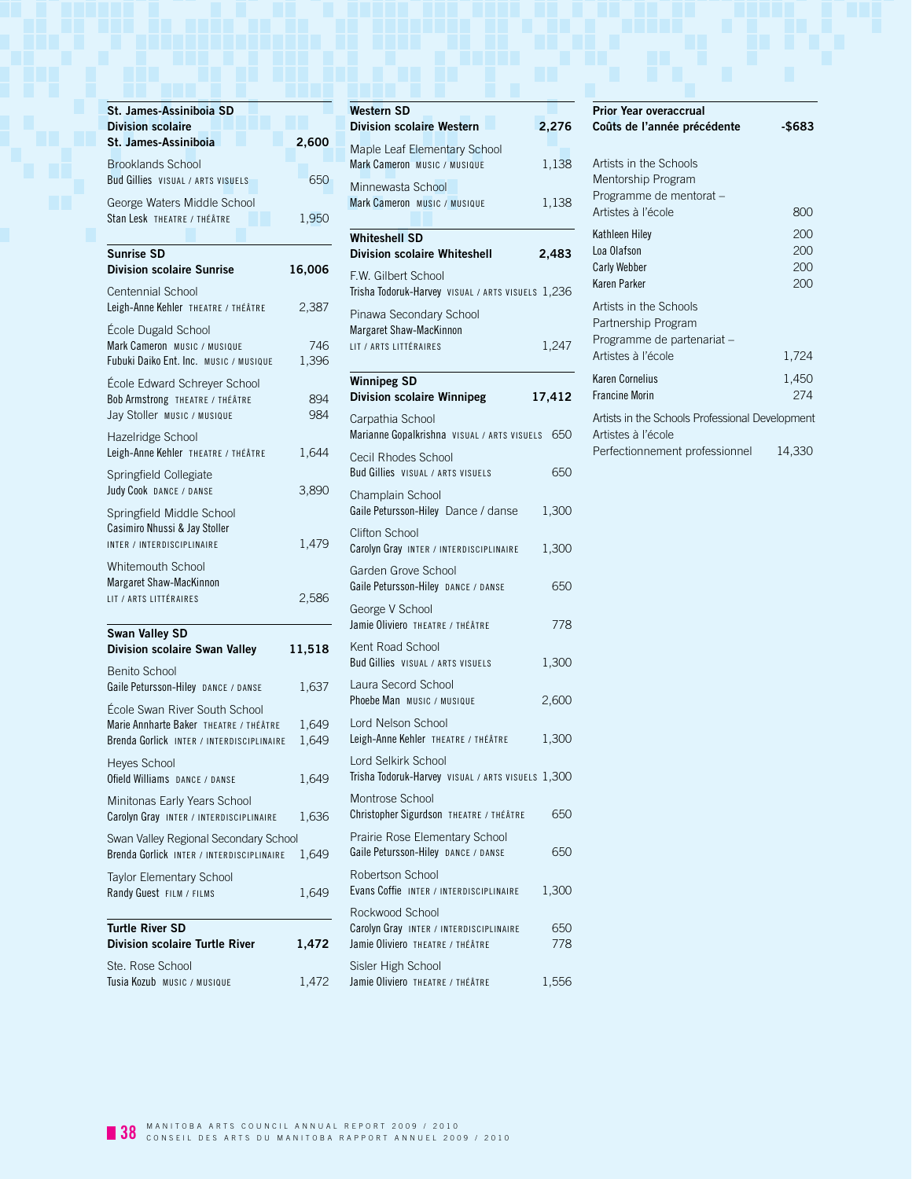**St. James-Assiniboia SD**
**Division scolaire St. James-Assiniboia** — **2,600**

Brooklands School
Bud Gillies VISUAL / ARTS VISUELS — 650

George Waters Middle School
Stan Lesk THEATRE / THÉÂTRE — 1,950

**Sunrise SD**
**Division scolaire Sunrise** — **16,006**

Centennial School
Leigh-Anne Kehler THEATRE / THÉÂTRE — 2,387

École Dugald School
Mark Cameron MUSIC / MUSIQUE — 746
Fubuki Daiko Ent. Inc. MUSIC / MUSIQUE — 1,396

École Edward Schreyer School
Bob Armstrong THEATRE / THÉÂTRE — 894
Jay Stoller MUSIC / MUSIQUE — 984

Hazelridge School
Leigh-Anne Kehler THEATRE / THÉÂTRE — 1,644

Springfield Collegiate
Judy Cook DANCE / DANSE — 3,890

Springfield Middle School
Casimiro Nhussi & Jay Stoller
INTER / INTERDISCIPLINAIRE — 1,479

Whitemouth School
Margaret Shaw-MacKinnon
LIT / ARTS LITTÉRAIRES — 2,586

**Swan Valley SD**
**Division scolaire Swan Valley** — **11,518**

Benito School
Gaile Petursson-Hiley DANCE / DANSE — 1,637

École Swan River South School
Marie Annharte Baker THEATRE / THÉÂTRE — 1,649
Brenda Gorlick INTER / INTERDISCIPLINAIRE — 1,649

Heyes School
Ofield Williams DANCE / DANSE — 1,649

Minitonas Early Years School
Carolyn Gray INTER / INTERDISCIPLINAIRE — 1,636

Swan Valley Regional Secondary School
Brenda Gorlick INTER / INTERDISCIPLINAIRE — 1,649

Taylor Elementary School
Randy Guest FILM / FILMS — 1,649

**Turtle River SD**
**Division scolaire Turtle River** — **1,472**

Ste. Rose School
Tusia Kozub MUSIC / MUSIQUE — 1,472

**Western SD**
**Division scolaire Western** — **2,276**

Maple Leaf Elementary School
Mark Cameron MUSIC / MUSIQUE — 1,138

Minnewasta School
Mark Cameron MUSIC / MUSIQUE — 1,138

**Whiteshell SD**
**Division scolaire Whiteshell** — **2,483**

F.W. Gilbert School
Trisha Todoruk-Harvey VISUAL / ARTS VISUELS — 1,236

Pinawa Secondary School
Margaret Shaw-MacKinnon
LIT / ARTS LITTÉRAIRES — 1,247

**Winnipeg SD**
**Division scolaire Winnipeg** — **17,412**

Carpathia School
Marianne Gopalkrishna VISUAL / ARTS VISUELS — 650

Cecil Rhodes School
Bud Gillies VISUAL / ARTS VISUELS — 650

Champlain School
Gaile Petursson-Hiley Dance / danse — 1,300

Clifton School
Carolyn Gray INTER / INTERDISCIPLINAIRE — 1,300

Garden Grove School
Gaile Petursson-Hiley DANCE / DANSE — 650

George V School
Jamie Oliviero THEATRE / THÉÂTRE — 778

Kent Road School
Bud Gillies VISUAL / ARTS VISUELS — 1,300

Laura Secord School
Phoebe Man MUSIC / MUSIQUE — 2,600

Lord Nelson School
Leigh-Anne Kehler THEATRE / THÉÂTRE — 1,300

Lord Selkirk School
Trisha Todoruk-Harvey VISUAL / ARTS VISUELS — 1,300

Montrose School
Christopher Sigurdson THEATRE / THÉÂTRE — 650

Prairie Rose Elementary School
Gaile Petursson-Hiley DANCE / DANSE — 650

Robertson School
Evans Coffie INTER / INTERDISCIPLINAIRE — 1,300

Rockwood School
Carolyn Gray INTER / INTERDISCIPLINAIRE — 650
Jamie Oliviero THEATRE / THÉÂTRE — 778

Sisler High School
Jamie Oliviero THEATRE / THÉÂTRE — 1,556

**Prior Year overaccrual**
**Coûts de l'année précédente** — **-$683**

Artists in the Schools Mentorship Program
Programme de mentorat – Artistes à l'école — 800

Kathleen Hiley — 200
Loa Olafson — 200
Carly Webber — 200
Karen Parker — 200

Artists in the Schools Partnership Program
Programme de partenariat – Artistes à l'école — 1,724

Karen Cornelius — 1,450
Francine Morin — 274

Artists in the Schools Professional Development
Artistes à l'école Perfectionnement professionnel — 14,330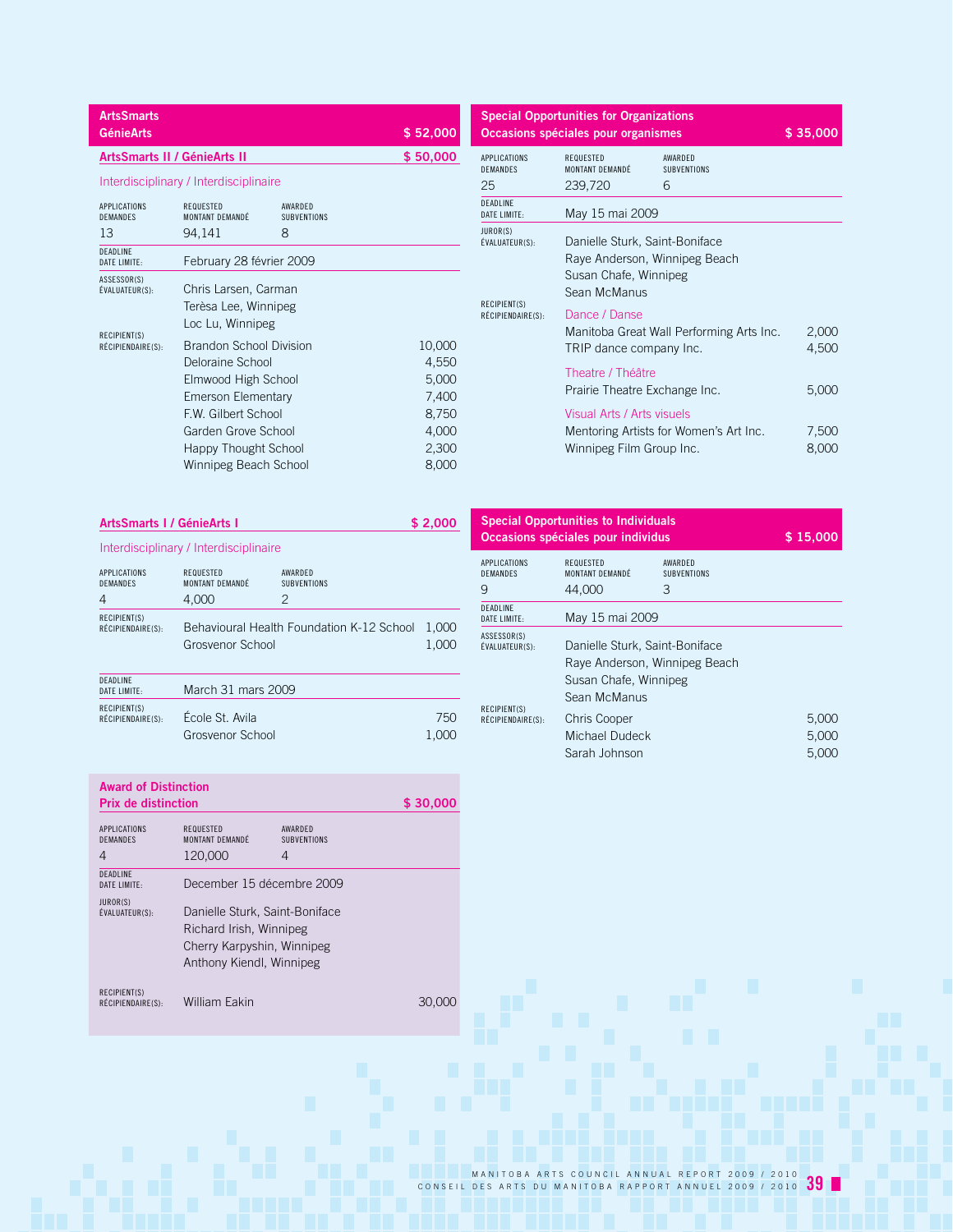## ArtsSmarts / GénieArts — $ 52,000

### ArtsSmarts II / GénieArts II — $ 50,000

Interdisciplinary / Interdisciplinaire

| APPLICATIONS / DEMANDES | REQUESTED / MONTANT DEMANDÉ | AWARDED / SUBVENTIONS |
|---|---|---|
| 13 | 94,141 | 8 |

DEADLINE / DATE LIMITE: February 28 février 2009

ASSESSOR(S) / ÉVALUATEUR(S):
Chris Larsen, Carman
Terèsa Lee, Winnipeg
Loc Lu, Winnipeg

RECIPIENT(S) / RÉCIPIENDAIRE(S):

| Recipient | Amount |
|---|---|
| Brandon School Division | 10,000 |
| Deloraine School | 4,550 |
| Elmwood High School | 5,000 |
| Emerson Elementary | 7,400 |
| F.W. Gilbert School | 8,750 |
| Garden Grove School | 4,000 |
| Happy Thought School | 2,300 |
| Winnipeg Beach School | 8,000 |

### ArtsSmarts I / GénieArts I — $ 2,000

Interdisciplinary / Interdisciplinaire

| APPLICATIONS / DEMANDES | REQUESTED / MONTANT DEMANDÉ | AWARDED / SUBVENTIONS |
|---|---|---|
| 4 | 4,000 | 2 |

RECIPIENT(S) / RÉCIPIENDAIRE(S):

| Recipient | Amount |
|---|---|
| Behavioural Health Foundation K-12 School | 1,000 |
| Grosvenor School | 1,000 |

DEADLINE / DATE LIMITE: March 31 mars 2009

RECIPIENT(S) / RÉCIPIENDAIRE(S):

| Recipient | Amount |
|---|---|
| École St. Avila | 750 |
| Grosvenor School | 1,000 |

## Award of Distinction / Prix de distinction — $ 30,000

| APPLICATIONS / DEMANDES | REQUESTED / MONTANT DEMANDÉ | AWARDED / SUBVENTIONS |
|---|---|---|
| 4 | 120,000 | 4 |

DEADLINE / DATE LIMITE: December 15 décembre 2009

JUROR(S) / ÉVALUATEUR(S):
Danielle Sturk, Saint-Boniface
Richard Irish, Winnipeg
Cherry Karpyshin, Winnipeg
Anthony Kiendl, Winnipeg

RECIPIENT(S) / RÉCIPIENDAIRE(S):

| Recipient | Amount |
|---|---|
| William Eakin | 30,000 |

## Special Opportunities for Organizations / Occasions spéciales pour organismes — $ 35,000

| APPLICATIONS / DEMANDES | REQUESTED / MONTANT DEMANDÉ | AWARDED / SUBVENTIONS |
|---|---|---|
| 25 | 239,720 | 6 |

DEADLINE / DATE LIMITE: May 15 mai 2009

JUROR(S) / ÉVALUATEUR(S):
Danielle Sturk, Saint-Boniface
Raye Anderson, Winnipeg Beach
Susan Chafe, Winnipeg
Sean McManus

RECIPIENT(S) / RÉCIPIENDAIRE(S):

Dance / Danse

| Recipient | Amount |
|---|---|
| Manitoba Great Wall Performing Arts Inc. | 2,000 |
| TRIP dance company Inc. | 4,500 |

Theatre / Théâtre

| Recipient | Amount |
|---|---|
| Prairie Theatre Exchange Inc. | 5,000 |

Visual Arts / Arts visuels

| Recipient | Amount |
|---|---|
| Mentoring Artists for Women's Art Inc. | 7,500 |
| Winnipeg Film Group Inc. | 8,000 |

## Special Opportunities to Individuals / Occasions spéciales pour individus — $ 15,000

| APPLICATIONS / DEMANDES | REQUESTED / MONTANT DEMANDÉ | AWARDED / SUBVENTIONS |
|---|---|---|
| 9 | 44,000 | 3 |

DEADLINE / DATE LIMITE: May 15 mai 2009

ASSESSOR(S) / ÉVALUATEUR(S):
Danielle Sturk, Saint-Boniface
Raye Anderson, Winnipeg Beach
Susan Chafe, Winnipeg
Sean McManus

RECIPIENT(S) / RÉCIPIENDAIRE(S):

| Recipient | Amount |
|---|---|
| Chris Cooper | 5,000 |
| Michael Dudeck | 5,000 |
| Sarah Johnson | 5,000 |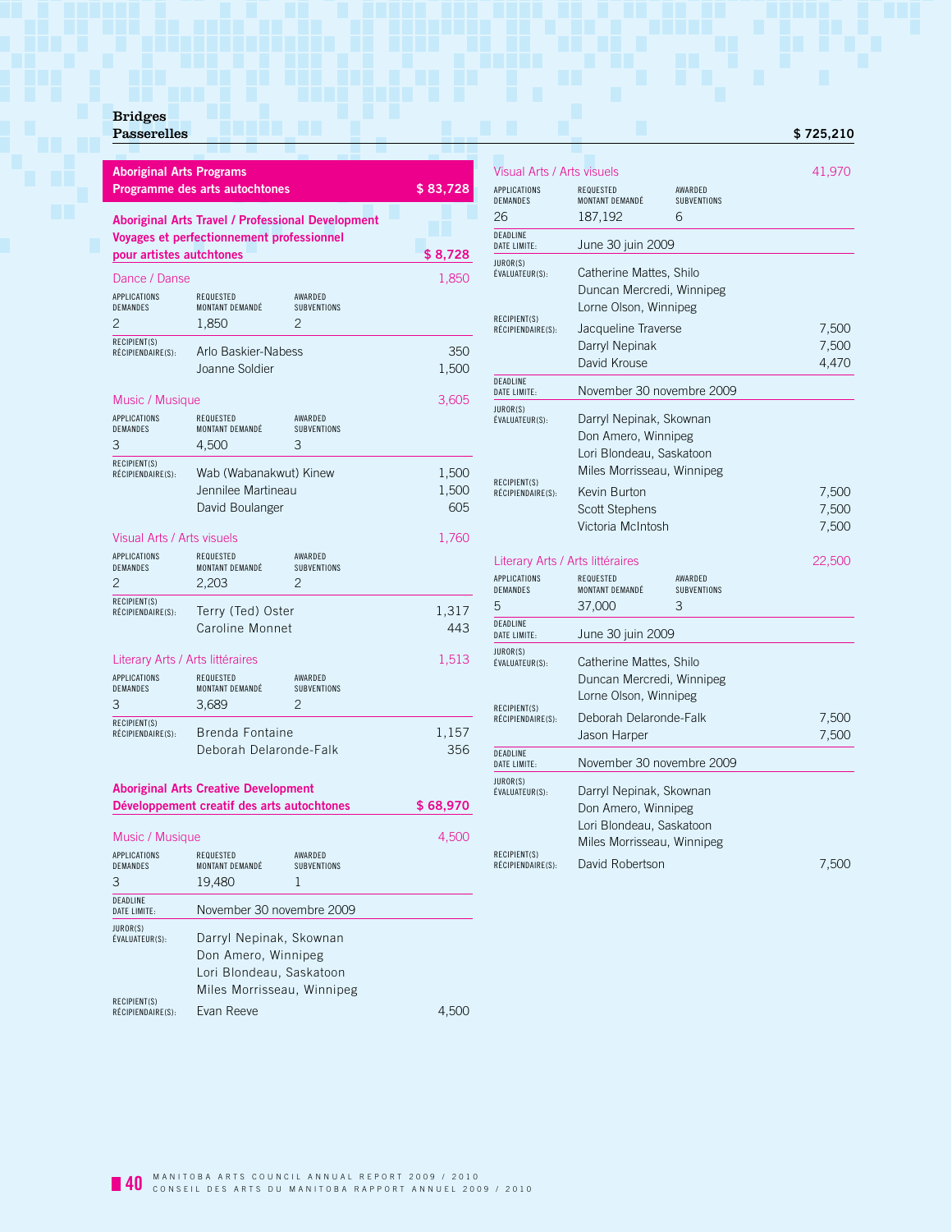## Bridges
## Passerelles — $ 725,210

### Aboriginal Arts Programs / Programme des arts autochtones — $ 83,728

#### Aboriginal Arts Travel / Professional Development / Voyages et perfectionnement professionnel pour artistes autchtones — $ 8,728

**Dance / Danse — 1,850**

| APPLICATIONS DEMANDES | REQUESTED MONTANT DEMANDÉ | AWARDED SUBVENTIONS |
|---|---|---|
| 2 | 1,850 | 2 |

| RECIPIENT(S) RÉCIPIENDAIRE(S): | |
|---|---|
| Arlo Baskier-Nabess | 350 |
| Joanne Soldier | 1,500 |

**Music / Musique — 3,605**

| APPLICATIONS DEMANDES | REQUESTED MONTANT DEMANDÉ | AWARDED SUBVENTIONS |
|---|---|---|
| 3 | 4,500 | 3 |

| RECIPIENT(S) RÉCIPIENDAIRE(S): | |
|---|---|
| Wab (Wabanakwut) Kinew | 1,500 |
| Jennilee Martineau | 1,500 |
| David Boulanger | 605 |

**Visual Arts / Arts visuels — 1,760**

| APPLICATIONS DEMANDES | REQUESTED MONTANT DEMANDÉ | AWARDED SUBVENTIONS |
|---|---|---|
| 2 | 2,203 | 2 |

| RECIPIENT(S) RÉCIPIENDAIRE(S): | |
|---|---|
| Terry (Ted) Oster | 1,317 |
| Caroline Monnet | 443 |

**Literary Arts / Arts littéraires — 1,513**

| APPLICATIONS DEMANDES | REQUESTED MONTANT DEMANDÉ | AWARDED SUBVENTIONS |
|---|---|---|
| 3 | 3,689 | 2 |

| RECIPIENT(S) RÉCIPIENDAIRE(S): | |
|---|---|
| Brenda Fontaine | 1,157 |
| Deborah Delaronde-Falk | 356 |

#### Aboriginal Arts Creative Development / Développement creatif des arts autochtones — $ 68,970

**Music / Musique — 4,500**

| APPLICATIONS DEMANDES | REQUESTED MONTANT DEMANDÉ | AWARDED SUBVENTIONS |
|---|---|---|
| 3 | 19,480 | 1 |

DEADLINE / DATE LIMITE: November 30 novembre 2009

JUROR(S) / ÉVALUATEUR(S): Darryl Nepinak, Skownan; Don Amero, Winnipeg; Lori Blondeau, Saskatoon; Miles Morrisseau, Winnipeg

| RECIPIENT(S) RÉCIPIENDAIRE(S): | |
|---|---|
| Evan Reeve | 4,500 |

**Visual Arts / Arts visuels — 41,970**

| APPLICATIONS DEMANDES | REQUESTED MONTANT DEMANDÉ | AWARDED SUBVENTIONS |
|---|---|---|
| 26 | 187,192 | 6 |

DEADLINE / DATE LIMITE: June 30 juin 2009

JUROR(S) / ÉVALUATEUR(S): Catherine Mattes, Shilo; Duncan Mercredi, Winnipeg; Lorne Olson, Winnipeg

| RECIPIENT(S) RÉCIPIENDAIRE(S): | |
|---|---|
| Jacqueline Traverse | 7,500 |
| Darryl Nepinak | 7,500 |
| David Krouse | 4,470 |

DEADLINE / DATE LIMITE: November 30 novembre 2009

JUROR(S) / ÉVALUATEUR(S): Darryl Nepinak, Skownan; Don Amero, Winnipeg; Lori Blondeau, Saskatoon; Miles Morrisseau, Winnipeg

| RECIPIENT(S) RÉCIPIENDAIRE(S): | |
|---|---|
| Kevin Burton | 7,500 |
| Scott Stephens | 7,500 |
| Victoria McIntosh | 7,500 |

**Literary Arts / Arts littéraires — 22,500**

| APPLICATIONS DEMANDES | REQUESTED MONTANT DEMANDÉ | AWARDED SUBVENTIONS |
|---|---|---|
| 5 | 37,000 | 3 |

DEADLINE / DATE LIMITE: June 30 juin 2009

JUROR(S) / ÉVALUATEUR(S): Catherine Mattes, Shilo; Duncan Mercredi, Winnipeg; Lorne Olson, Winnipeg

| RECIPIENT(S) RÉCIPIENDAIRE(S): | |
|---|---|
| Deborah Delaronde-Falk | 7,500 |
| Jason Harper | 7,500 |

DEADLINE / DATE LIMITE: November 30 novembre 2009

JUROR(S) / ÉVALUATEUR(S): Darryl Nepinak, Skownan; Don Amero, Winnipeg; Lori Blondeau, Saskatoon; Miles Morrisseau, Winnipeg

| RECIPIENT(S) RÉCIPIENDAIRE(S): | |
|---|---|
| David Robertson | 7,500 |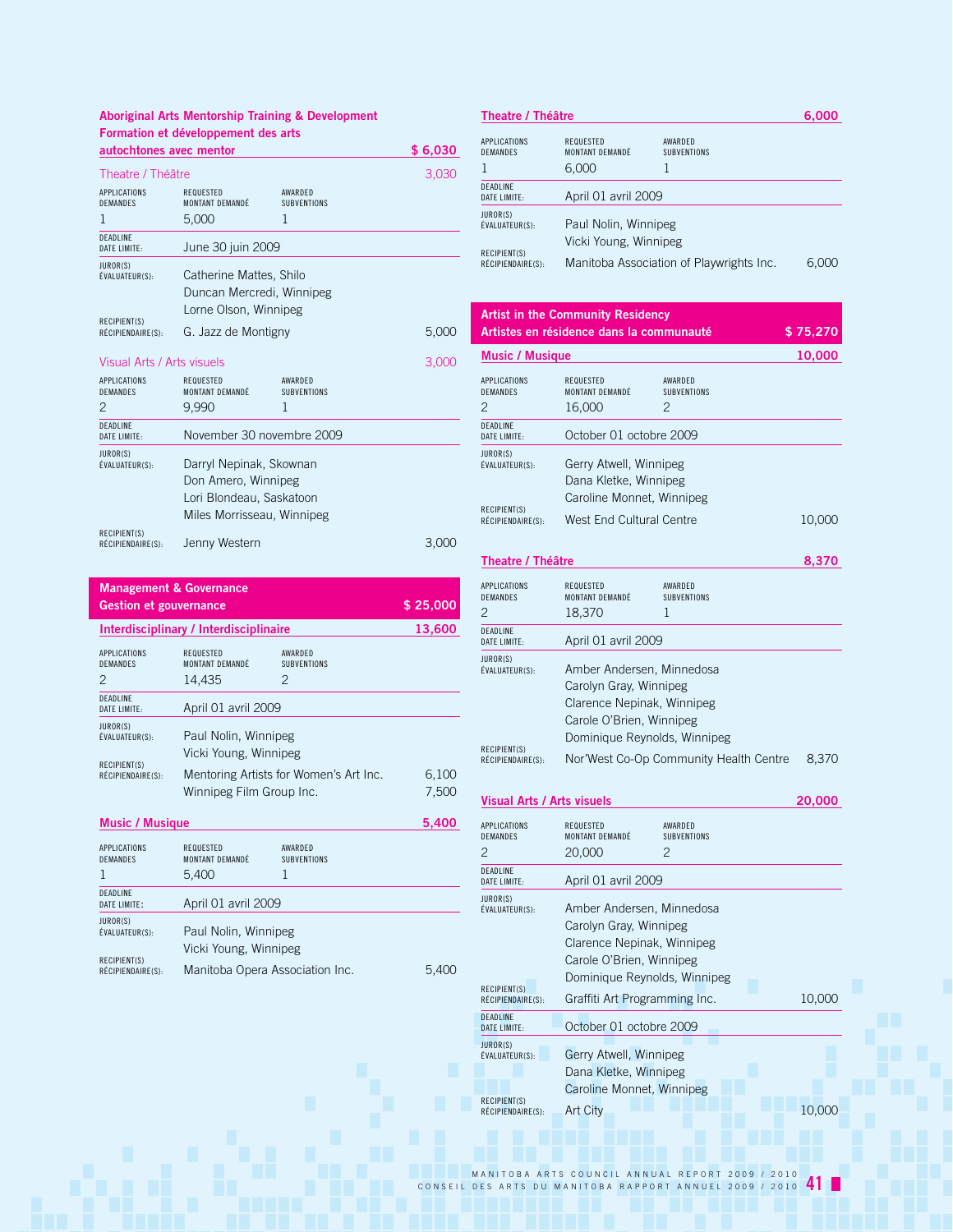### Aboriginal Arts Mentorship Training & Development / Formation et développement des arts autochtones avec mentor — $ 6,030

#### Theatre / Théâtre — 3,030

| APPLICATIONS / DEMANDES | REQUESTED / MONTANT DEMANDÉ | AWARDED / SUBVENTIONS |
|---|---|---|
| 1 | 5,000 | 1 |

DEADLINE / DATE LIMITE: June 30 juin 2009

JUROR(S) / ÉVALUATEUR(S): Catherine Mattes, Shilo; Duncan Mercredi, Winnipeg; Lorne Olson, Winnipeg

RECIPIENT(S) / RÉCIPIENDAIRE(S):

| Recipient | Amount |
|---|---|
| G. Jazz de Montigny | 5,000 |

#### Visual Arts / Arts visuels — 3,000

| APPLICATIONS / DEMANDES | REQUESTED / MONTANT DEMANDÉ | AWARDED / SUBVENTIONS |
|---|---|---|
| 2 | 9,990 | 1 |

DEADLINE / DATE LIMITE: November 30 novembre 2009

JUROR(S) / ÉVALUATEUR(S): Darryl Nepinak, Skownan; Don Amero, Winnipeg; Lori Blondeau, Saskatoon; Miles Morrisseau, Winnipeg

RECIPIENT(S) / RÉCIPIENDAIRE(S):

| Recipient | Amount |
|---|---|
| Jenny Western | 3,000 |

### Management & Governance / Gestion et gouvernance — $ 25,000

#### Interdisciplinary / Interdisciplinaire — 13,600

| APPLICATIONS / DEMANDES | REQUESTED / MONTANT DEMANDÉ | AWARDED / SUBVENTIONS |
|---|---|---|
| 2 | 14,435 | 2 |

DEADLINE / DATE LIMITE: April 01 avril 2009

JUROR(S) / ÉVALUATEUR(S): Paul Nolin, Winnipeg; Vicki Young, Winnipeg

RECIPIENT(S) / RÉCIPIENDAIRE(S):

| Recipient | Amount |
|---|---|
| Mentoring Artists for Women's Art Inc. | 6,100 |
| Winnipeg Film Group Inc. | 7,500 |

#### Music / Musique — 5,400

| APPLICATIONS / DEMANDES | REQUESTED / MONTANT DEMANDÉ | AWARDED / SUBVENTIONS |
|---|---|---|
| 1 | 5,400 | 1 |

DEADLINE / DATE LIMITE: April 01 avril 2009

JUROR(S) / ÉVALUATEUR(S): Paul Nolin, Winnipeg; Vicki Young, Winnipeg

RECIPIENT(S) / RÉCIPIENDAIRE(S):

| Recipient | Amount |
|---|---|
| Manitoba Opera Association Inc. | 5,400 |

#### Theatre / Théâtre — 6,000

| APPLICATIONS / DEMANDES | REQUESTED / MONTANT DEMANDÉ | AWARDED / SUBVENTIONS |
|---|---|---|
| 1 | 6,000 | 1 |

DEADLINE / DATE LIMITE: April 01 avril 2009

JUROR(S) / ÉVALUATEUR(S): Paul Nolin, Winnipeg; Vicki Young, Winnipeg

RECIPIENT(S) / RÉCIPIENDAIRE(S):

| Recipient | Amount |
|---|---|
| Manitoba Association of Playwrights Inc. | 6,000 |

### Artist in the Community Residency / Artistes en résidence dans la communauté — $ 75,270

#### Music / Musique — 10,000

| APPLICATIONS / DEMANDES | REQUESTED / MONTANT DEMANDÉ | AWARDED / SUBVENTIONS |
|---|---|---|
| 2 | 16,000 | 2 |

DEADLINE / DATE LIMITE: October 01 octobre 2009

JUROR(S) / ÉVALUATEUR(S): Gerry Atwell, Winnipeg; Dana Kletke, Winnipeg; Caroline Monnet, Winnipeg

RECIPIENT(S) / RÉCIPIENDAIRE(S):

| Recipient | Amount |
|---|---|
| West End Cultural Centre | 10,000 |

#### Theatre / Théâtre — 8,370

| APPLICATIONS / DEMANDES | REQUESTED / MONTANT DEMANDÉ | AWARDED / SUBVENTIONS |
|---|---|---|
| 2 | 18,370 | 1 |

DEADLINE / DATE LIMITE: April 01 avril 2009

JUROR(S) / ÉVALUATEUR(S): Amber Andersen, Minnedosa; Carolyn Gray, Winnipeg; Clarence Nepinak, Winnipeg; Carole O'Brien, Winnipeg; Dominique Reynolds, Winnipeg

RECIPIENT(S) / RÉCIPIENDAIRE(S):

| Recipient | Amount |
|---|---|
| Nor'West Co-Op Community Health Centre | 8,370 |

#### Visual Arts / Arts visuels — 20,000

| APPLICATIONS / DEMANDES | REQUESTED / MONTANT DEMANDÉ | AWARDED / SUBVENTIONS |
|---|---|---|
| 2 | 20,000 | 2 |

DEADLINE / DATE LIMITE: April 01 avril 2009

JUROR(S) / ÉVALUATEUR(S): Amber Andersen, Minnedosa; Carolyn Gray, Winnipeg; Clarence Nepinak, Winnipeg; Carole O'Brien, Winnipeg; Dominique Reynolds, Winnipeg

RECIPIENT(S) / RÉCIPIENDAIRE(S):

| Recipient | Amount |
|---|---|
| Graffiti Art Programming Inc. | 10,000 |

DEADLINE / DATE LIMITE: October 01 octobre 2009

JUROR(S) / ÉVALUATEUR(S): Gerry Atwell, Winnipeg; Dana Kletke, Winnipeg; Caroline Monnet, Winnipeg

RECIPIENT(S) / RÉCIPIENDAIRE(S):

| Recipient | Amount |
|---|---|
| Art City | 10,000 |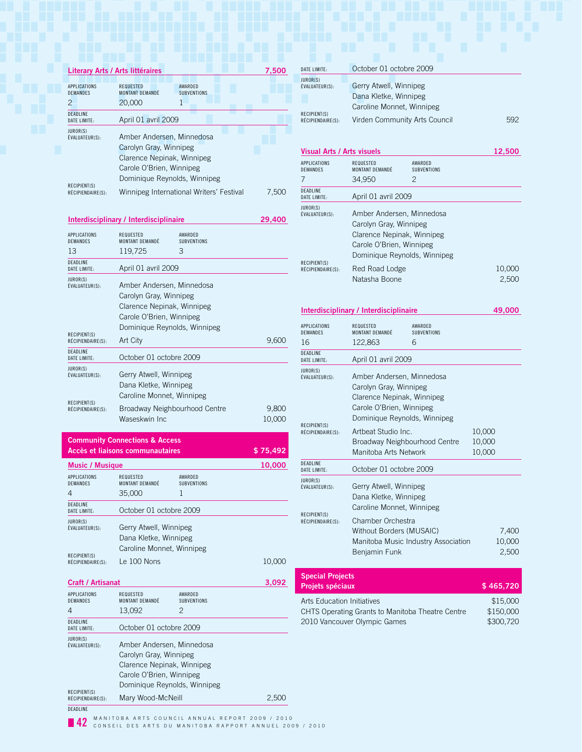### Literary Arts / Arts littéraires — 7,500

| APPLICATIONS DEMANDES | REQUESTED MONTANT DEMANDÉ | AWARDED SUBVENTIONS |
|---|---|---|
| 2 | 20,000 | 1 |

DEADLINE DATE LIMITE: April 01 avril 2009

JUROR(S) ÉVALUATEUR(S):
Amber Andersen, Minnedosa
Carolyn Gray, Winnipeg
Clarence Nepinak, Winnipeg
Carole O'Brien, Winnipeg
Dominique Reynolds, Winnipeg

RECIPIENT(S) RÉCIPIENDAIRE(S):

| | |
|---|---|
| Winnipeg International Writers' Festival | 7,500 |

### Interdisciplinary / Interdisciplinaire — 29,400

| APPLICATIONS DEMANDES | REQUESTED MONTANT DEMANDÉ | AWARDED SUBVENTIONS |
|---|---|---|
| 13 | 119,725 | 3 |

DEADLINE DATE LIMITE: April 01 avril 2009

JUROR(S) ÉVALUATEUR(S):
Amber Andersen, Minnedosa
Carolyn Gray, Winnipeg
Clarence Nepinak, Winnipeg
Carole O'Brien, Winnipeg
Dominique Reynolds, Winnipeg

RECIPIENT(S) RÉCIPIENDAIRE(S):

| | |
|---|---|
| Art City | 9,600 |

DEADLINE DATE LIMITE: October 01 octobre 2009

JUROR(S) ÉVALUATEUR(S):
Gerry Atwell, Winnipeg
Dana Kletke, Winnipeg
Caroline Monnet, Winnipeg

RECIPIENT(S) RÉCIPIENDAIRE(S):

| | |
|---|---|
| Broadway Neighbourhood Centre | 9,800 |
| Waseskwin Inc | 10,000 |

## Community Connections & Access / Accès et liaisons communautaires — $ 75,492

### Music / Musique — 10,000

| APPLICATIONS DEMANDES | REQUESTED MONTANT DEMANDÉ | AWARDED SUBVENTIONS |
|---|---|---|
| 4 | 35,000 | 1 |

DEADLINE DATE LIMITE: October 01 octobre 2009

JUROR(S) ÉVALUATEUR(S):
Gerry Atwell, Winnipeg
Dana Kletke, Winnipeg
Caroline Monnet, Winnipeg

RECIPIENT(S) RÉCIPIENDAIRE(S):

| | |
|---|---|
| Le 100 Nons | 10,000 |

### Craft / Artisanat — 3,092

| APPLICATIONS DEMANDES | REQUESTED MONTANT DEMANDÉ | AWARDED SUBVENTIONS |
|---|---|---|
| 4 | 13,092 | 2 |

DEADLINE DATE LIMITE: October 01 octobre 2009

JUROR(S) ÉVALUATEUR(S):
Amber Andersen, Minnedosa
Carolyn Gray, Winnipeg
Clarence Nepinak, Winnipeg
Carole O'Brien, Winnipeg
Dominique Reynolds, Winnipeg

RECIPIENT(S) RÉCIPIENDAIRE(S):

| | |
|---|---|
| Mary Wood-McNeill | 2,500 |

DEADLINE DATE LIMITE: October 01 octobre 2009

JUROR(S) ÉVALUATEUR(S):
Gerry Atwell, Winnipeg
Dana Kletke, Winnipeg
Caroline Monnet, Winnipeg

RECIPIENT(S) RÉCIPIENDAIRE(S):

| | |
|---|---|
| Virden Community Arts Council | 592 |

### Visual Arts / Arts visuels — 12,500

| APPLICATIONS DEMANDES | REQUESTED MONTANT DEMANDÉ | AWARDED SUBVENTIONS |
|---|---|---|
| 7 | 34,950 | 2 |

DEADLINE DATE LIMITE: April 01 avril 2009

JUROR(S) ÉVALUATEUR(S):
Amber Andersen, Minnedosa
Carolyn Gray, Winnipeg
Clarence Nepinak, Winnipeg
Carole O'Brien, Winnipeg
Dominique Reynolds, Winnipeg

RECIPIENT(S) RÉCIPIENDAIRE(S):

| | |
|---|---|
| Red Road Lodge | 10,000 |
| Natasha Boone | 2,500 |

### Interdisciplinary / Interdisciplinaire — 49,000

| APPLICATIONS DEMANDES | REQUESTED MONTANT DEMANDÉ | AWARDED SUBVENTIONS |
|---|---|---|
| 16 | 122,863 | 6 |

DEADLINE DATE LIMITE: April 01 avril 2009

JUROR(S) ÉVALUATEUR(S):
Amber Andersen, Minnedosa
Carolyn Gray, Winnipeg
Clarence Nepinak, Winnipeg
Carole O'Brien, Winnipeg
Dominique Reynolds, Winnipeg

RECIPIENT(S) RÉCIPIENDAIRE(S):

| | |
|---|---|
| Artbeat Studio Inc. | 10,000 |
| Broadway Neighbourhood Centre | 10,000 |
| Manitoba Arts Network | 10,000 |

DEADLINE DATE LIMITE: October 01 octobre 2009

JUROR(S) ÉVALUATEUR(S):
Gerry Atwell, Winnipeg
Dana Kletke, Winnipeg
Caroline Monnet, Winnipeg

RECIPIENT(S) RÉCIPIENDAIRE(S):

| | |
|---|---|
| Chamber Orchestra Without Borders (MUSAIC) | 7,400 |
| Manitoba Music Industry Association | 10,000 |
| Benjamin Funk | 2,500 |

## Special Projects / Projets spéciaux — $ 465,720

| | |
|---|---|
| Arts Education Initiatives | $15,000 |
| CHTS Operating Grants to Manitoba Theatre Centre | $150,000 |
| 2010 Vancouver Olympic Games | $300,720 |